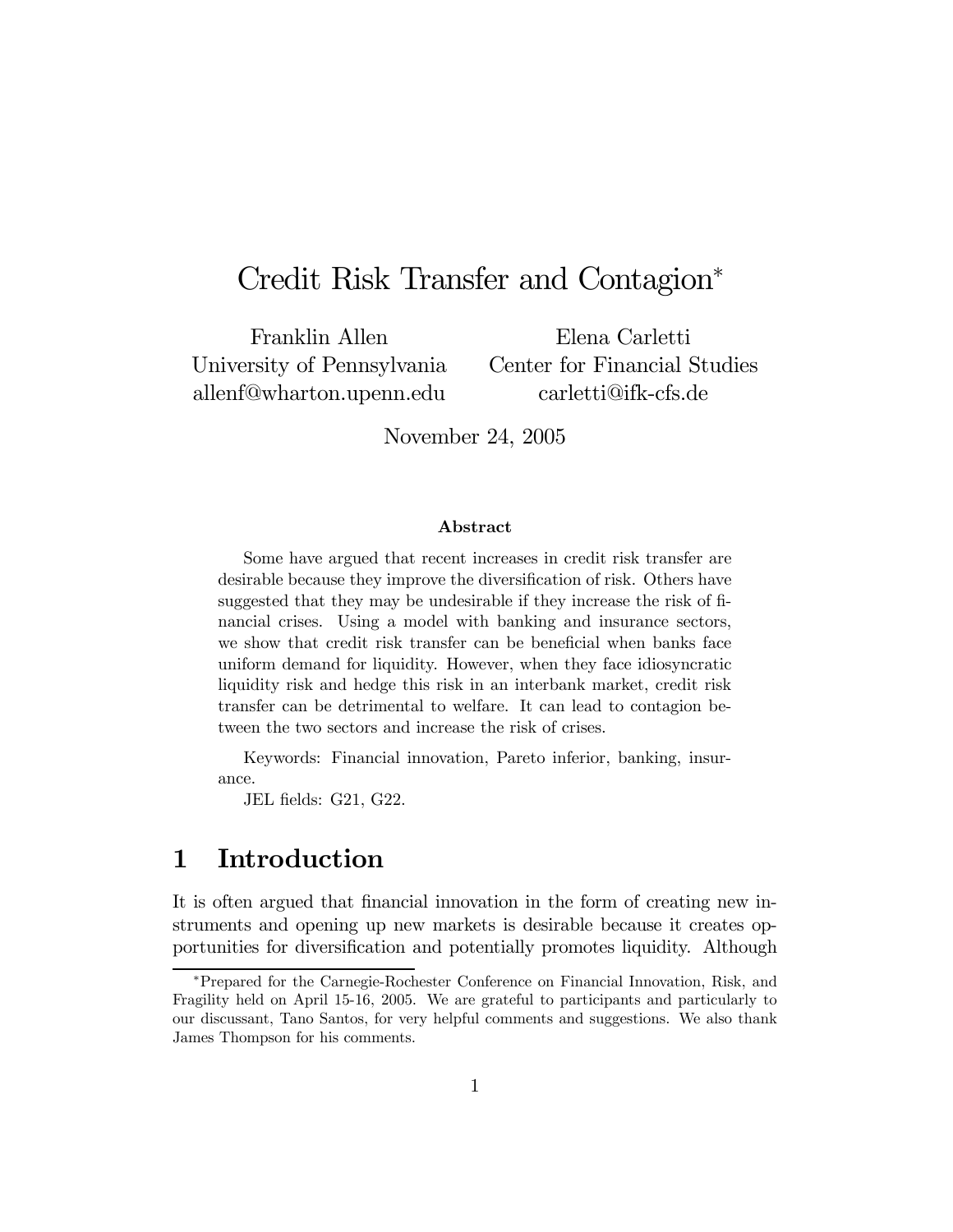# Credit Risk Transfer and Contagion[*]

Franklin Allen
University of Pennsylvania
allenf@wharton.upenn.edu

Elena Carletti
Center for Financial Studies
carletti@ifk-cfs.de

November 24, 2005

### Abstract

Some have argued that recent increases in credit risk transfer are desirable because they improve the diversification of risk. Others have suggested that they may be undesirable if they increase the risk of financial crises. Using a model with banking and insurance sectors, we show that credit risk transfer can be beneficial when banks face uniform demand for liquidity. However, when they face idiosyncratic liquidity risk and hedge this risk in an interbank market, credit risk transfer can be detrimental to welfare. It can lead to contagion between the two sectors and increase the risk of crises.

Keywords: Financial innovation, Pareto inferior, banking, insurance.

JEL fields: G21, G22.

## 1 Introduction

It is often argued that financial innovation in the form of creating new instruments and opening up new markets is desirable because it creates opportunities for diversification and potentially promotes liquidity. Although

---

[*] Prepared for the Carnegie-Rochester Conference on Financial Innovation, Risk, and Fragility held on April 15-16, 2005. We are grateful to participants and particularly to our discussant, Tano Santos, for very helpful comments and suggestions. We also thank James Thompson for his comments.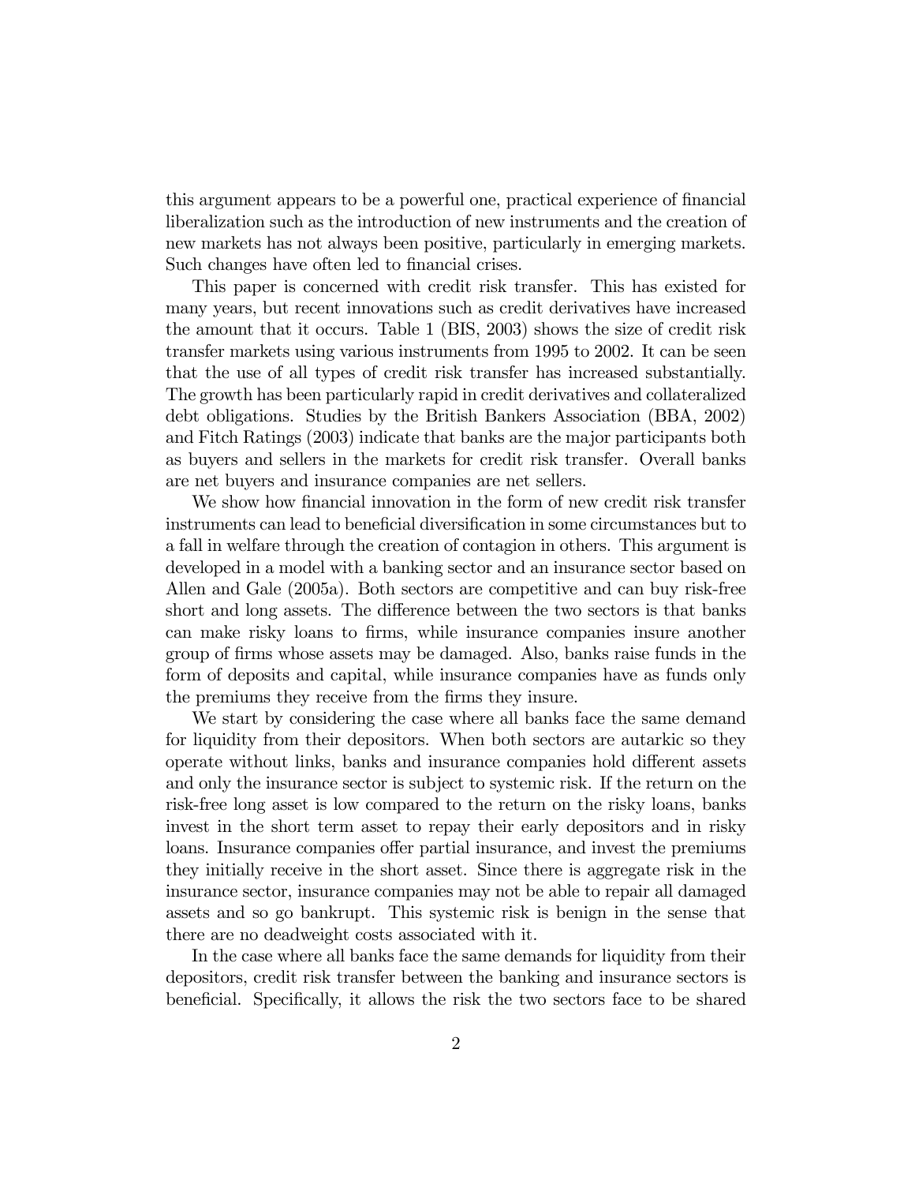this argument appears to be a powerful one, practical experience of financial liberalization such as the introduction of new instruments and the creation of new markets has not always been positive, particularly in emerging markets. Such changes have often led to financial crises.

This paper is concerned with credit risk transfer. This has existed for many years, but recent innovations such as credit derivatives have increased the amount that it occurs. Table 1 (BIS, 2003) shows the size of credit risk transfer markets using various instruments from 1995 to 2002. It can be seen that the use of all types of credit risk transfer has increased substantially. The growth has been particularly rapid in credit derivatives and collateralized debt obligations. Studies by the British Bankers Association (BBA, 2002) and Fitch Ratings (2003) indicate that banks are the major participants both as buyers and sellers in the markets for credit risk transfer. Overall banks are net buyers and insurance companies are net sellers.

We show how financial innovation in the form of new credit risk transfer instruments can lead to beneficial diversification in some circumstances but to a fall in welfare through the creation of contagion in others. This argument is developed in a model with a banking sector and an insurance sector based on Allen and Gale (2005a). Both sectors are competitive and can buy risk-free short and long assets. The difference between the two sectors is that banks can make risky loans to firms, while insurance companies insure another group of firms whose assets may be damaged. Also, banks raise funds in the form of deposits and capital, while insurance companies have as funds only the premiums they receive from the firms they insure.

We start by considering the case where all banks face the same demand for liquidity from their depositors. When both sectors are autarkic so they operate without links, banks and insurance companies hold different assets and only the insurance sector is subject to systemic risk. If the return on the risk-free long asset is low compared to the return on the risky loans, banks invest in the short term asset to repay their early depositors and in risky loans. Insurance companies offer partial insurance, and invest the premiums they initially receive in the short asset. Since there is aggregate risk in the insurance sector, insurance companies may not be able to repair all damaged assets and so go bankrupt. This systemic risk is benign in the sense that there are no deadweight costs associated with it.

In the case where all banks face the same demands for liquidity from their depositors, credit risk transfer between the banking and insurance sectors is beneficial. Specifically, it allows the risk the two sectors face to be shared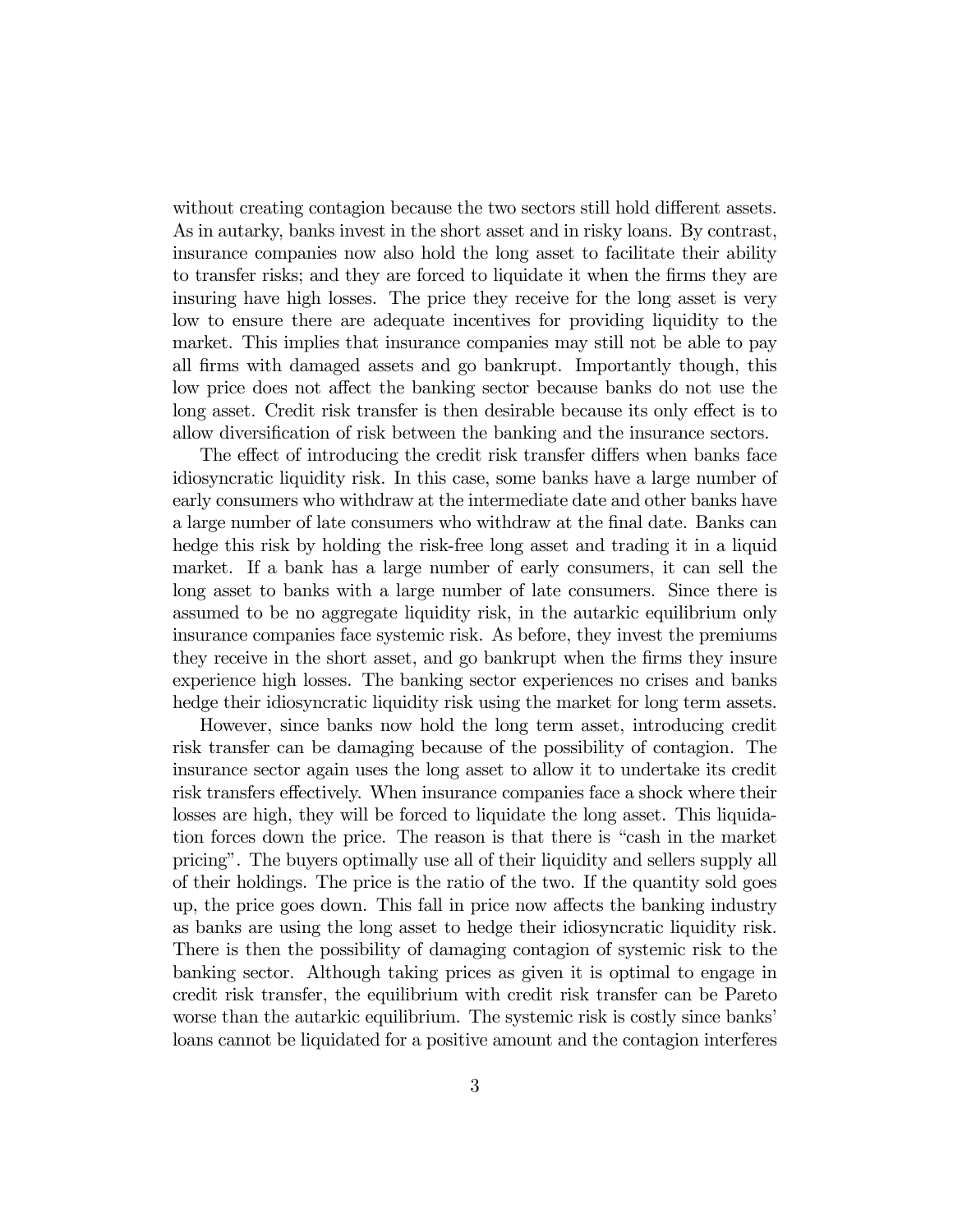without creating contagion because the two sectors still hold different assets. As in autarky, banks invest in the short asset and in risky loans. By contrast, insurance companies now also hold the long asset to facilitate their ability to transfer risks; and they are forced to liquidate it when the firms they are insuring have high losses. The price they receive for the long asset is very low to ensure there are adequate incentives for providing liquidity to the market. This implies that insurance companies may still not be able to pay all firms with damaged assets and go bankrupt. Importantly though, this low price does not affect the banking sector because banks do not use the long asset. Credit risk transfer is then desirable because its only effect is to allow diversification of risk between the banking and the insurance sectors.

The effect of introducing the credit risk transfer differs when banks face idiosyncratic liquidity risk. In this case, some banks have a large number of early consumers who withdraw at the intermediate date and other banks have a large number of late consumers who withdraw at the final date. Banks can hedge this risk by holding the risk-free long asset and trading it in a liquid market. If a bank has a large number of early consumers, it can sell the long asset to banks with a large number of late consumers. Since there is assumed to be no aggregate liquidity risk, in the autarkic equilibrium only insurance companies face systemic risk. As before, they invest the premiums they receive in the short asset, and go bankrupt when the firms they insure experience high losses. The banking sector experiences no crises and banks hedge their idiosyncratic liquidity risk using the market for long term assets.

However, since banks now hold the long term asset, introducing credit risk transfer can be damaging because of the possibility of contagion. The insurance sector again uses the long asset to allow it to undertake its credit risk transfers effectively. When insurance companies face a shock where their losses are high, they will be forced to liquidate the long asset. This liquidation forces down the price. The reason is that there is "cash in the market pricing". The buyers optimally use all of their liquidity and sellers supply all of their holdings. The price is the ratio of the two. If the quantity sold goes up, the price goes down. This fall in price now affects the banking industry as banks are using the long asset to hedge their idiosyncratic liquidity risk. There is then the possibility of damaging contagion of systemic risk to the banking sector. Although taking prices as given it is optimal to engage in credit risk transfer, the equilibrium with credit risk transfer can be Pareto worse than the autarkic equilibrium. The systemic risk is costly since banks' loans cannot be liquidated for a positive amount and the contagion interferes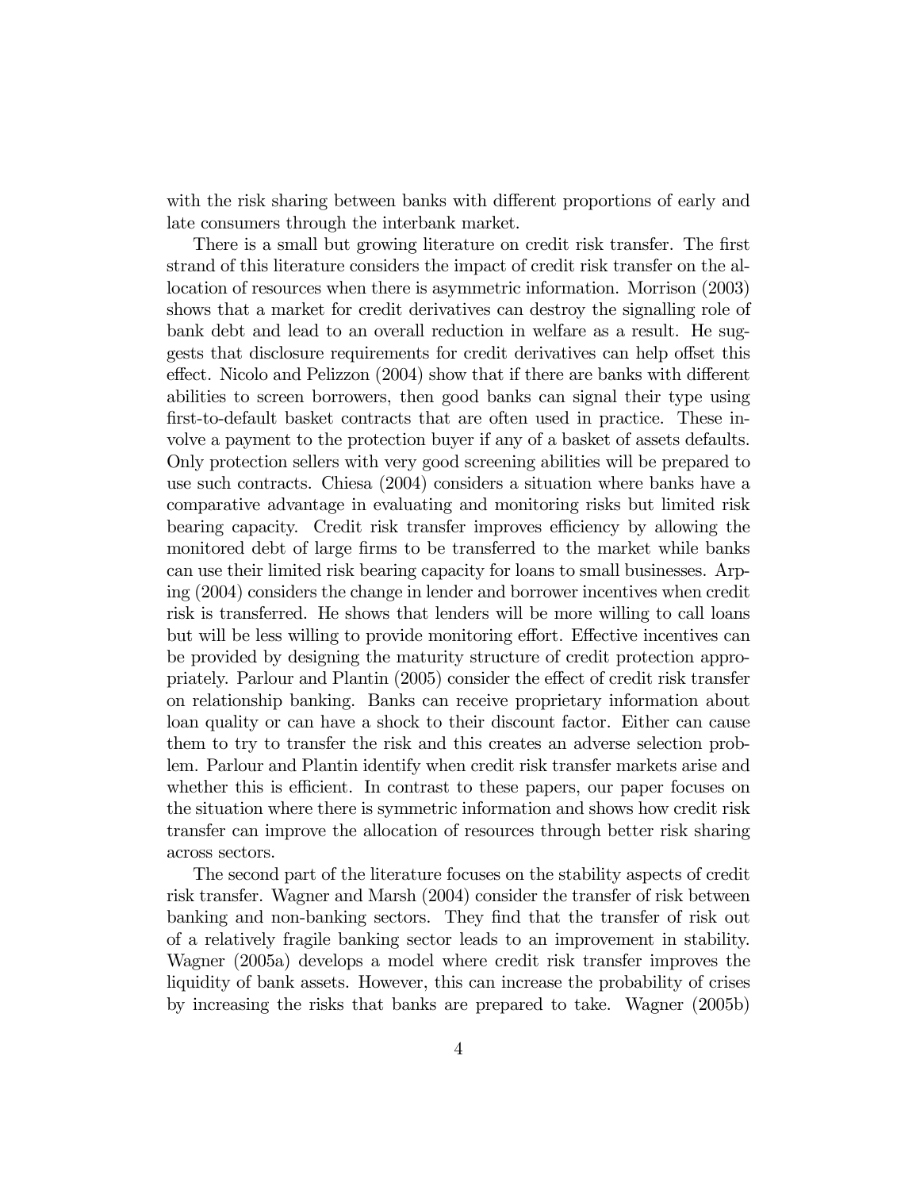with the risk sharing between banks with different proportions of early and late consumers through the interbank market.

There is a small but growing literature on credit risk transfer. The first strand of this literature considers the impact of credit risk transfer on the allocation of resources when there is asymmetric information. Morrison (2003) shows that a market for credit derivatives can destroy the signalling role of bank debt and lead to an overall reduction in welfare as a result. He suggests that disclosure requirements for credit derivatives can help offset this effect. Nicolo and Pelizzon (2004) show that if there are banks with different abilities to screen borrowers, then good banks can signal their type using first-to-default basket contracts that are often used in practice. These involve a payment to the protection buyer if any of a basket of assets defaults. Only protection sellers with very good screening abilities will be prepared to use such contracts. Chiesa (2004) considers a situation where banks have a comparative advantage in evaluating and monitoring risks but limited risk bearing capacity. Credit risk transfer improves efficiency by allowing the monitored debt of large firms to be transferred to the market while banks can use their limited risk bearing capacity for loans to small businesses. Arping (2004) considers the change in lender and borrower incentives when credit risk is transferred. He shows that lenders will be more willing to call loans but will be less willing to provide monitoring effort. Effective incentives can be provided by designing the maturity structure of credit protection appropriately. Parlour and Plantin (2005) consider the effect of credit risk transfer on relationship banking. Banks can receive proprietary information about loan quality or can have a shock to their discount factor. Either can cause them to try to transfer the risk and this creates an adverse selection problem. Parlour and Plantin identify when credit risk transfer markets arise and whether this is efficient. In contrast to these papers, our paper focuses on the situation where there is symmetric information and shows how credit risk transfer can improve the allocation of resources through better risk sharing across sectors.

The second part of the literature focuses on the stability aspects of credit risk transfer. Wagner and Marsh (2004) consider the transfer of risk between banking and non-banking sectors. They find that the transfer of risk out of a relatively fragile banking sector leads to an improvement in stability. Wagner (2005a) develops a model where credit risk transfer improves the liquidity of bank assets. However, this can increase the probability of crises by increasing the risks that banks are prepared to take. Wagner (2005b)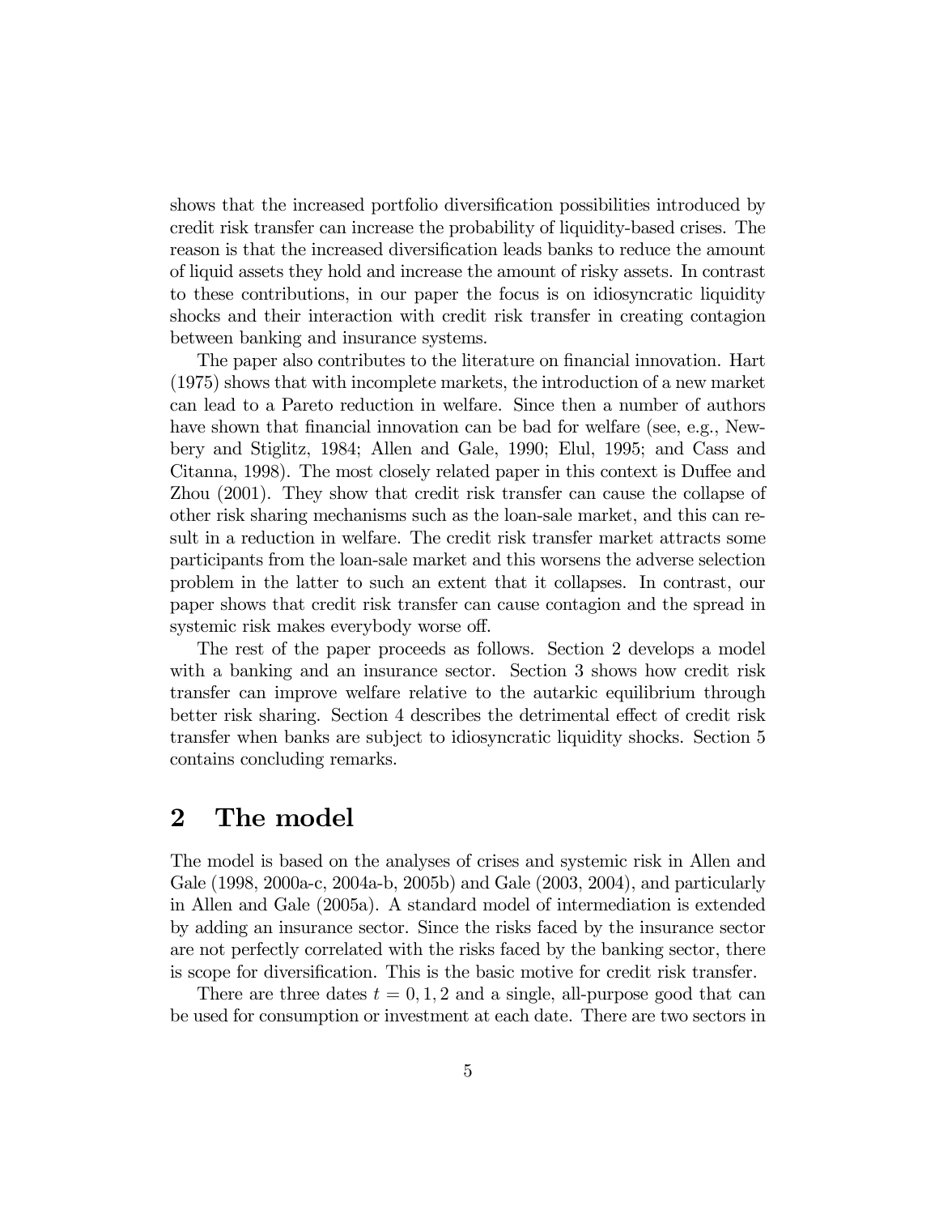shows that the increased portfolio diversification possibilities introduced by credit risk transfer can increase the probability of liquidity-based crises. The reason is that the increased diversification leads banks to reduce the amount of liquid assets they hold and increase the amount of risky assets. In contrast to these contributions, in our paper the focus is on idiosyncratic liquidity shocks and their interaction with credit risk transfer in creating contagion between banking and insurance systems.

The paper also contributes to the literature on financial innovation. Hart (1975) shows that with incomplete markets, the introduction of a new market can lead to a Pareto reduction in welfare. Since then a number of authors have shown that financial innovation can be bad for welfare (see, e.g., Newbery and Stiglitz, 1984; Allen and Gale, 1990; Elul, 1995; and Cass and Citanna, 1998). The most closely related paper in this context is Duffee and Zhou (2001). They show that credit risk transfer can cause the collapse of other risk sharing mechanisms such as the loan-sale market, and this can result in a reduction in welfare. The credit risk transfer market attracts some participants from the loan-sale market and this worsens the adverse selection problem in the latter to such an extent that it collapses. In contrast, our paper shows that credit risk transfer can cause contagion and the spread in systemic risk makes everybody worse off.

The rest of the paper proceeds as follows. Section 2 develops a model with a banking and an insurance sector. Section 3 shows how credit risk transfer can improve welfare relative to the autarkic equilibrium through better risk sharing. Section 4 describes the detrimental effect of credit risk transfer when banks are subject to idiosyncratic liquidity shocks. Section 5 contains concluding remarks.

# 2 The model

The model is based on the analyses of crises and systemic risk in Allen and Gale (1998, 2000a-c, 2004a-b, 2005b) and Gale (2003, 2004), and particularly in Allen and Gale (2005a). A standard model of intermediation is extended by adding an insurance sector. Since the risks faced by the insurance sector are not perfectly correlated with the risks faced by the banking sector, there is scope for diversification. This is the basic motive for credit risk transfer.

There are three dates $t = 0, 1, 2$ and a single, all-purpose good that can be used for consumption or investment at each date. There are two sectors in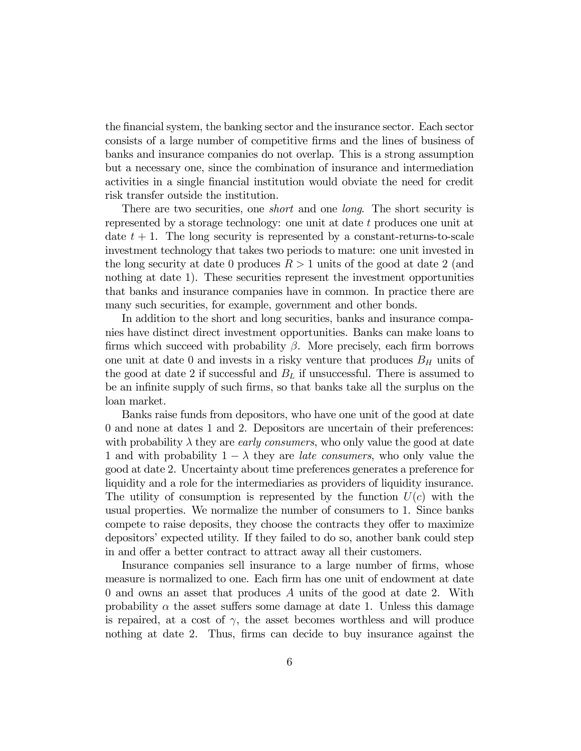the financial system, the banking sector and the insurance sector. Each sector consists of a large number of competitive firms and the lines of business of banks and insurance companies do not overlap. This is a strong assumption but a necessary one, since the combination of insurance and intermediation activities in a single financial institution would obviate the need for credit risk transfer outside the institution.

There are two securities, one *short* and one *long*. The short security is represented by a storage technology: one unit at date $t$ produces one unit at date $t+1$. The long security is represented by a constant-returns-to-scale investment technology that takes two periods to mature: one unit invested in the long security at date 0 produces $R > 1$ units of the good at date 2 (and nothing at date 1). These securities represent the investment opportunities that banks and insurance companies have in common. In practice there are many such securities, for example, government and other bonds.

In addition to the short and long securities, banks and insurance companies have distinct direct investment opportunities. Banks can make loans to firms which succeed with probability $\beta$. More precisely, each firm borrows one unit at date 0 and invests in a risky venture that produces $B_H$ units of the good at date 2 if successful and $B_L$ if unsuccessful. There is assumed to be an infinite supply of such firms, so that banks take all the surplus on the loan market.

Banks raise funds from depositors, who have one unit of the good at date 0 and none at dates 1 and 2. Depositors are uncertain of their preferences: with probability $\lambda$ they are *early consumers*, who only value the good at date 1 and with probability $1-\lambda$ they are *late consumers*, who only value the good at date 2. Uncertainty about time preferences generates a preference for liquidity and a role for the intermediaries as providers of liquidity insurance. The utility of consumption is represented by the function $U(c)$ with the usual properties. We normalize the number of consumers to 1. Since banks compete to raise deposits, they choose the contracts they offer to maximize depositors' expected utility. If they failed to do so, another bank could step in and offer a better contract to attract away all their customers.

Insurance companies sell insurance to a large number of firms, whose measure is normalized to one. Each firm has one unit of endowment at date 0 and owns an asset that produces $A$ units of the good at date 2. With probability $\alpha$ the asset suffers some damage at date 1. Unless this damage is repaired, at a cost of $\gamma$, the asset becomes worthless and will produce nothing at date 2. Thus, firms can decide to buy insurance against the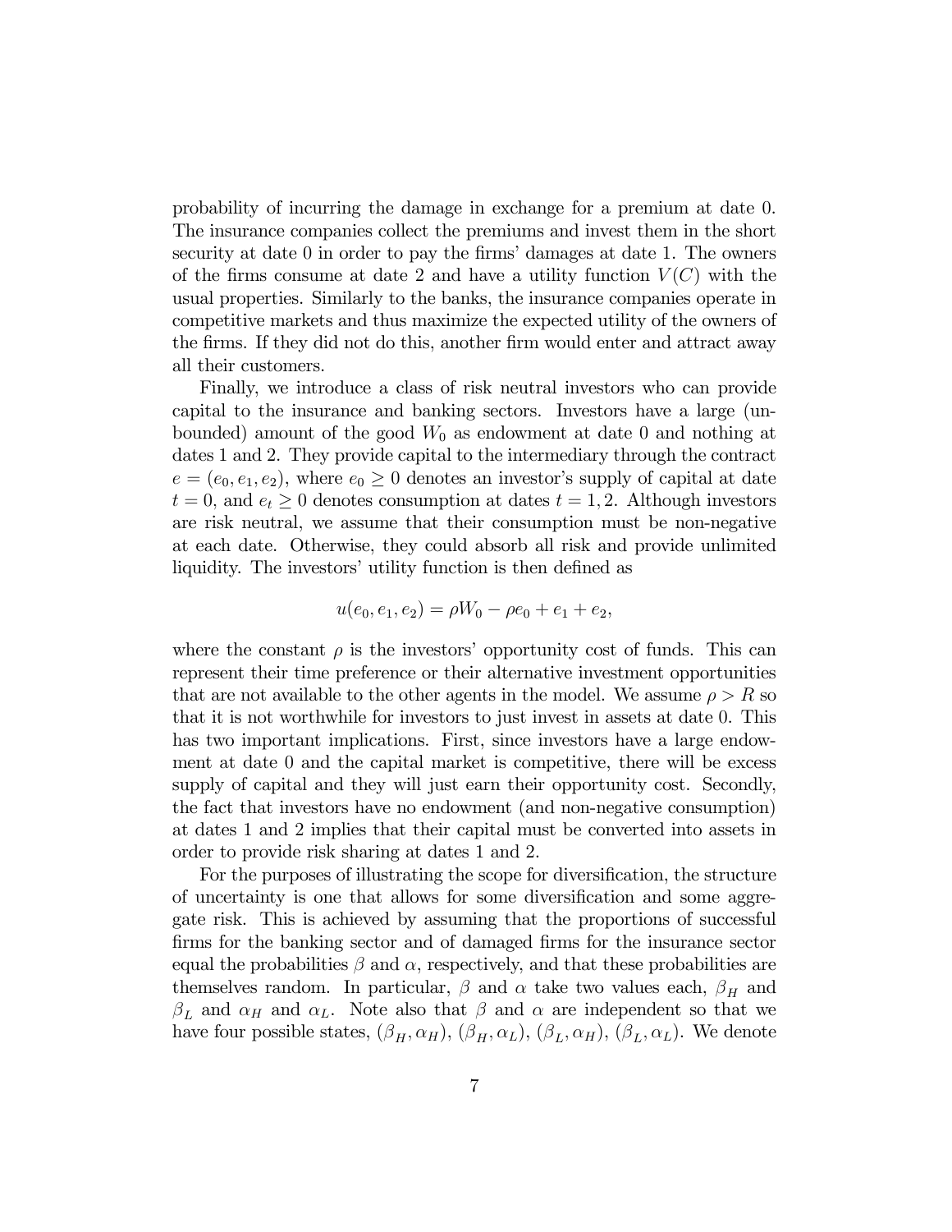probability of incurring the damage in exchange for a premium at date 0. The insurance companies collect the premiums and invest them in the short security at date 0 in order to pay the firms' damages at date 1. The owners of the firms consume at date 2 and have a utility function $V(C)$ with the usual properties. Similarly to the banks, the insurance companies operate in competitive markets and thus maximize the expected utility of the owners of the firms. If they did not do this, another firm would enter and attract away all their customers.

Finally, we introduce a class of risk neutral investors who can provide capital to the insurance and banking sectors. Investors have a large (unbounded) amount of the good $W_0$ as endowment at date 0 and nothing at dates 1 and 2. They provide capital to the intermediary through the contract $e = (e_0, e_1, e_2)$, where $e_0 \geq 0$ denotes an investor's supply of capital at date $t = 0$, and $e_t \geq 0$ denotes consumption at dates $t = 1, 2$. Although investors are risk neutral, we assume that their consumption must be non-negative at each date. Otherwise, they could absorb all risk and provide unlimited liquidity. The investors' utility function is then defined as

$$u(e_0, e_1, e_2) = \rho W_0 - \rho e_0 + e_1 + e_2,$$

where the constant $\rho$ is the investors' opportunity cost of funds. This can represent their time preference or their alternative investment opportunities that are not available to the other agents in the model. We assume $\rho > R$ so that it is not worthwhile for investors to just invest in assets at date 0. This has two important implications. First, since investors have a large endowment at date 0 and the capital market is competitive, there will be excess supply of capital and they will just earn their opportunity cost. Secondly, the fact that investors have no endowment (and non-negative consumption) at dates 1 and 2 implies that their capital must be converted into assets in order to provide risk sharing at dates 1 and 2.

For the purposes of illustrating the scope for diversification, the structure of uncertainty is one that allows for some diversification and some aggregate risk. This is achieved by assuming that the proportions of successful firms for the banking sector and of damaged firms for the insurance sector equal the probabilities $\beta$ and $\alpha$, respectively, and that these probabilities are themselves random. In particular, $\beta$ and $\alpha$ take two values each, $\beta_H$ and $\beta_L$ and $\alpha_H$ and $\alpha_L$. Note also that $\beta$ and $\alpha$ are independent so that we have four possible states, $(\beta_H, \alpha_H)$, $(\beta_H, \alpha_L)$, $(\beta_L, \alpha_H)$, $(\beta_L, \alpha_L)$. We denote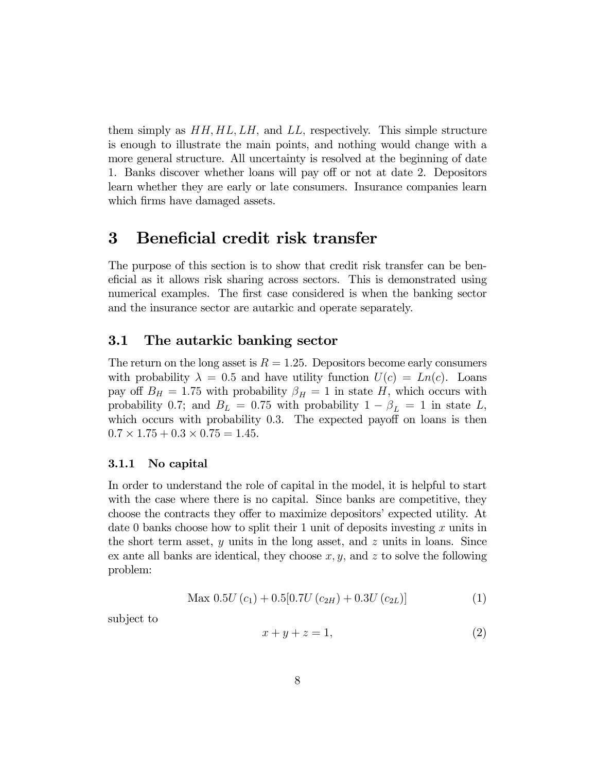them simply as $HH, HL, LH$, and $LL$, respectively. This simple structure is enough to illustrate the main points, and nothing would change with a more general structure. All uncertainty is resolved at the beginning of date 1. Banks discover whether loans will pay off or not at date 2. Depositors learn whether they are early or late consumers. Insurance companies learn which firms have damaged assets.

# 3 Beneficial credit risk transfer

The purpose of this section is to show that credit risk transfer can be beneficial as it allows risk sharing across sectors. This is demonstrated using numerical examples. The first case considered is when the banking sector and the insurance sector are autarkic and operate separately.

## 3.1 The autarkic banking sector

The return on the long asset is $R = 1.25$. Depositors become early consumers with probability $\lambda = 0.5$ and have utility function $U(c) = Ln(c)$. Loans pay off $B_H = 1.75$ with probability $\beta_H = 1$ in state $H$, which occurs with probability 0.7; and $B_L = 0.75$ with probability $1 - \beta_L = 1$ in state $L$, which occurs with probability 0.3. The expected payoff on loans is then $0.7 \times 1.75 + 0.3 \times 0.75 = 1.45$.

### 3.1.1 No capital

In order to understand the role of capital in the model, it is helpful to start with the case where there is no capital. Since banks are competitive, they choose the contracts they offer to maximize depositors' expected utility. At date 0 banks choose how to split their 1 unit of deposits investing $x$ units in the short term asset, $y$ units in the long asset, and $z$ units in loans. Since ex ante all banks are identical, they choose $x, y$, and $z$ to solve the following problem:

$$\text{Max } 0.5U(c_1) + 0.5[0.7U(c_{2H}) + 0.3U(c_{2L})] \tag{1}$$

subject to

$$x + y + z = 1, \tag{2}$$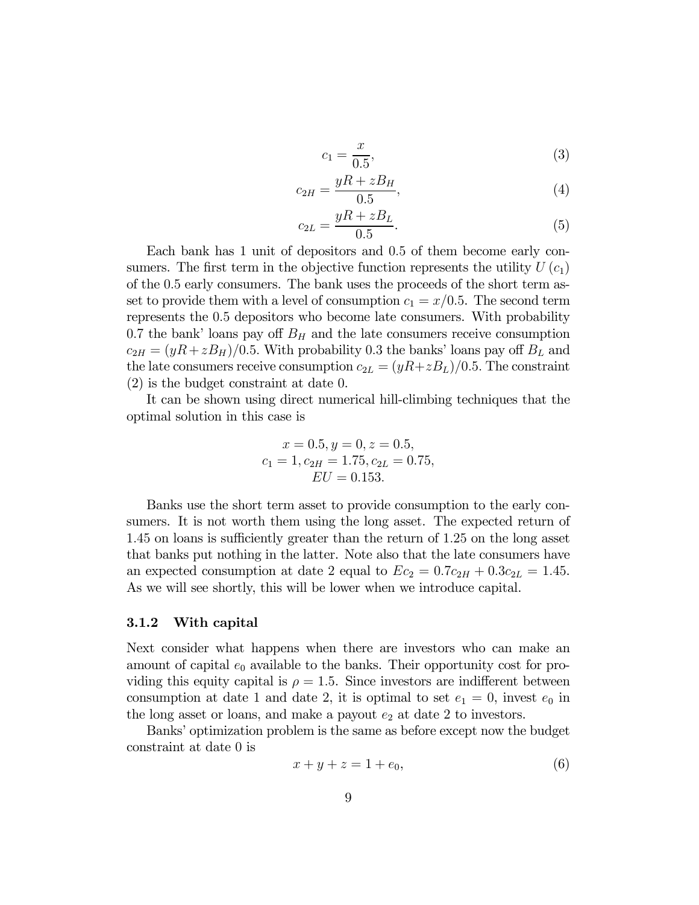$$c_1 = \frac{x}{0.5}, \tag{3}$$

$$c_{2H} = \frac{yR + zB_H}{0.5}, \tag{4}$$

$$c_{2L} = \frac{yR + zB_L}{0.5}. \tag{5}$$

Each bank has 1 unit of depositors and 0.5 of them become early consumers. The first term in the objective function represents the utility $U(c_1)$ of the 0.5 early consumers. The bank uses the proceeds of the short term asset to provide them with a level of consumption $c_1 = x/0.5$. The second term represents the 0.5 depositors who become late consumers. With probability 0.7 the bank' loans pay off $B_H$ and the late consumers receive consumption $c_{2H} = (yR + zB_H)/0.5$. With probability 0.3 the banks' loans pay off $B_L$ and the late consumers receive consumption $c_{2L} = (yR + zB_L)/0.5$. The constraint (2) is the budget constraint at date 0.

It can be shown using direct numerical hill-climbing techniques that the optimal solution in this case is

$$x = 0.5, y = 0, z = 0.5,$$
$$c_1 = 1, c_{2H} = 1.75, c_{2L} = 0.75,$$
$$EU = 0.153.$$

Banks use the short term asset to provide consumption to the early consumers. It is not worth them using the long asset. The expected return of 1.45 on loans is sufficiently greater than the return of 1.25 on the long asset that banks put nothing in the latter. Note also that the late consumers have an expected consumption at date 2 equal to $Ec_2 = 0.7c_{2H} + 0.3c_{2L} = 1.45$. As we will see shortly, this will be lower when we introduce capital.

### 3.1.2 With capital

Next consider what happens when there are investors who can make an amount of capital $e_0$ available to the banks. Their opportunity cost for providing this equity capital is $\rho = 1.5$. Since investors are indifferent between consumption at date 1 and date 2, it is optimal to set $e_1 = 0$, invest $e_0$ in the long asset or loans, and make a payout $e_2$ at date 2 to investors.

Banks' optimization problem is the same as before except now the budget constraint at date 0 is

$$x + y + z = 1 + e_0, \tag{6}$$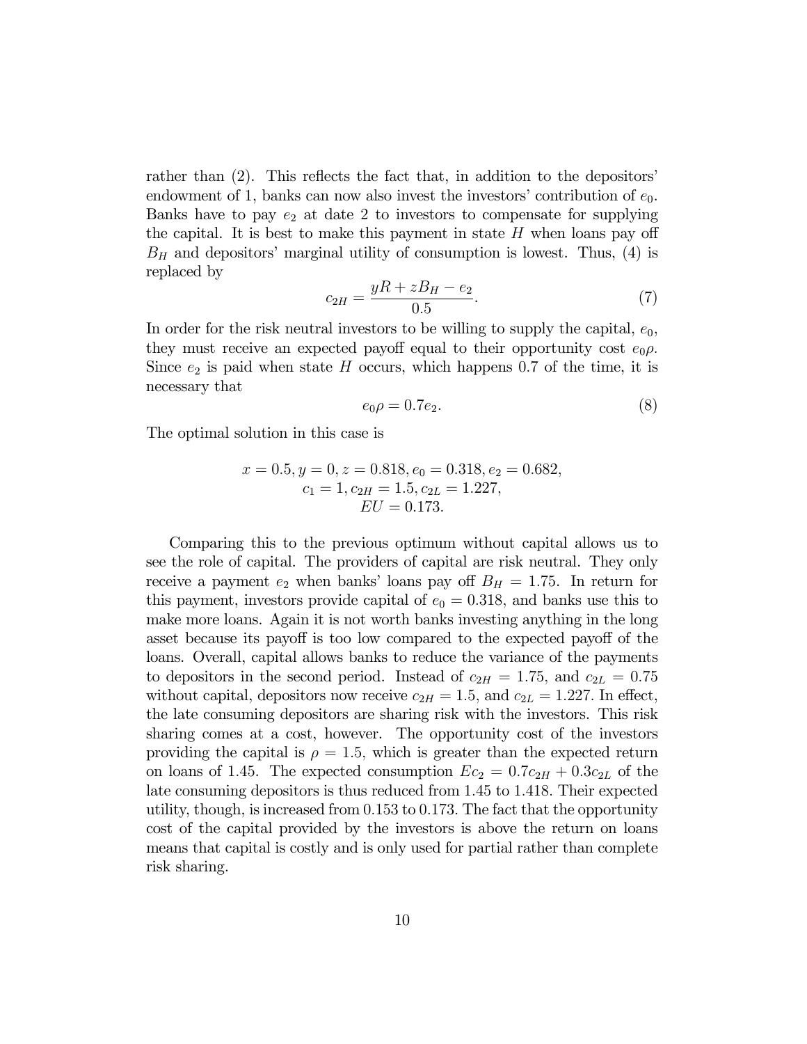rather than (2). This reflects the fact that, in addition to the depositors' endowment of 1, banks can now also invest the investors' contribution of $e_0$. Banks have to pay $e_2$ at date 2 to investors to compensate for supplying the capital. It is best to make this payment in state $H$ when loans pay off $B_H$ and depositors' marginal utility of consumption is lowest. Thus, (4) is replaced by

$$c_{2H} = \frac{yR + zB_H - e_2}{0.5}. \tag{7}$$

In order for the risk neutral investors to be willing to supply the capital, $e_0$, they must receive an expected payoff equal to their opportunity cost $e_0\rho$. Since $e_2$ is paid when state $H$ occurs, which happens 0.7 of the time, it is necessary that

$$e_0\rho = 0.7e_2. \tag{8}$$

The optimal solution in this case is

$$x = 0.5, y = 0, z = 0.818, e_0 = 0.318, e_2 = 0.682,$$
$$c_1 = 1, c_{2H} = 1.5, c_{2L} = 1.227,$$
$$EU = 0.173.$$

Comparing this to the previous optimum without capital allows us to see the role of capital. The providers of capital are risk neutral. They only receive a payment $e_2$ when banks' loans pay off $B_H = 1.75$. In return for this payment, investors provide capital of $e_0 = 0.318$, and banks use this to make more loans. Again it is not worth banks investing anything in the long asset because its payoff is too low compared to the expected payoff of the loans. Overall, capital allows banks to reduce the variance of the payments to depositors in the second period. Instead of $c_{2H} = 1.75$, and $c_{2L} = 0.75$ without capital, depositors now receive $c_{2H} = 1.5$, and $c_{2L} = 1.227$. In effect, the late consuming depositors are sharing risk with the investors. This risk sharing comes at a cost, however. The opportunity cost of the investors providing the capital is $\rho = 1.5$, which is greater than the expected return on loans of 1.45. The expected consumption $Ec_2 = 0.7c_{2H} + 0.3c_{2L}$ of the late consuming depositors is thus reduced from 1.45 to 1.418. Their expected utility, though, is increased from 0.153 to 0.173. The fact that the opportunity cost of the capital provided by the investors is above the return on loans means that capital is costly and is only used for partial rather than complete risk sharing.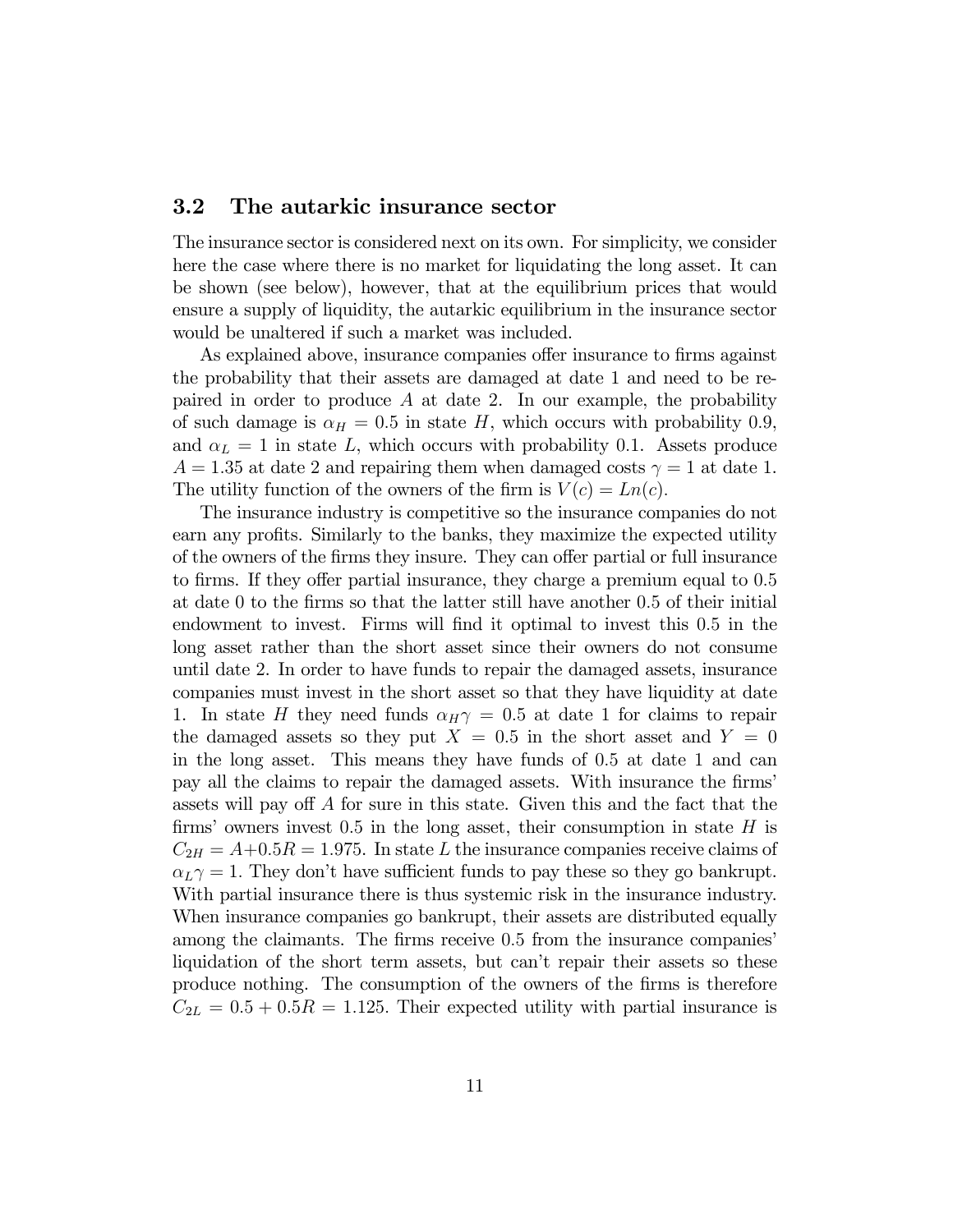### 3.2 The autarkic insurance sector

The insurance sector is considered next on its own. For simplicity, we consider here the case where there is no market for liquidating the long asset. It can be shown (see below), however, that at the equilibrium prices that would ensure a supply of liquidity, the autarkic equilibrium in the insurance sector would be unaltered if such a market was included.

As explained above, insurance companies offer insurance to firms against the probability that their assets are damaged at date 1 and need to be repaired in order to produce $A$ at date 2. In our example, the probability of such damage is $\alpha_H = 0.5$ in state $H$, which occurs with probability 0.9, and $\alpha_L = 1$ in state $L$, which occurs with probability 0.1. Assets produce $A = 1.35$ at date 2 and repairing them when damaged costs $\gamma = 1$ at date 1. The utility function of the owners of the firm is $V(c) = Ln(c)$.

The insurance industry is competitive so the insurance companies do not earn any profits. Similarly to the banks, they maximize the expected utility of the owners of the firms they insure. They can offer partial or full insurance to firms. If they offer partial insurance, they charge a premium equal to 0.5 at date 0 to the firms so that the latter still have another 0.5 of their initial endowment to invest. Firms will find it optimal to invest this 0.5 in the long asset rather than the short asset since their owners do not consume until date 2. In order to have funds to repair the damaged assets, insurance companies must invest in the short asset so that they have liquidity at date 1. In state $H$ they need funds $\alpha_H \gamma = 0.5$ at date 1 for claims to repair the damaged assets so they put $X = 0.5$ in the short asset and $Y = 0$ in the long asset. This means they have funds of 0.5 at date 1 and can pay all the claims to repair the damaged assets. With insurance the firms' assets will pay off $A$ for sure in this state. Given this and the fact that the firms' owners invest 0.5 in the long asset, their consumption in state $H$ is $C_{2H} = A + 0.5R = 1.975$. In state $L$ the insurance companies receive claims of $\alpha_L \gamma = 1$. They don't have sufficient funds to pay these so they go bankrupt. With partial insurance there is thus systemic risk in the insurance industry. When insurance companies go bankrupt, their assets are distributed equally among the claimants. The firms receive 0.5 from the insurance companies' liquidation of the short term assets, but can't repair their assets so these produce nothing. The consumption of the owners of the firms is therefore $C_{2L} = 0.5 + 0.5R = 1.125$. Their expected utility with partial insurance is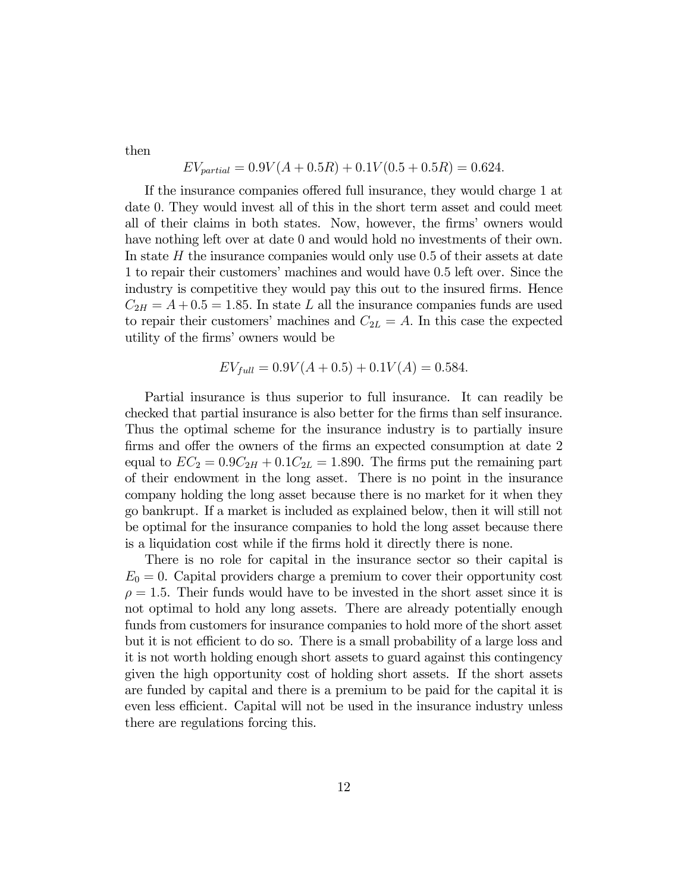then

$$EV_{partial} = 0.9V(A + 0.5R) + 0.1V(0.5 + 0.5R) = 0.624.$$

If the insurance companies offered full insurance, they would charge 1 at date 0. They would invest all of this in the short term asset and could meet all of their claims in both states. Now, however, the firms' owners would have nothing left over at date 0 and would hold no investments of their own. In state $H$ the insurance companies would only use 0.5 of their assets at date 1 to repair their customers' machines and would have 0.5 left over. Since the industry is competitive they would pay this out to the insured firms. Hence $C_{2H} = A + 0.5 = 1.85$. In state $L$ all the insurance companies funds are used to repair their customers' machines and $C_{2L} = A$. In this case the expected utility of the firms' owners would be

$$EV_{full} = 0.9V(A + 0.5) + 0.1V(A) = 0.584.$$

Partial insurance is thus superior to full insurance. It can readily be checked that partial insurance is also better for the firms than self insurance. Thus the optimal scheme for the insurance industry is to partially insure firms and offer the owners of the firms an expected consumption at date 2 equal to $EC_2 = 0.9C_{2H} + 0.1C_{2L} = 1.890$. The firms put the remaining part of their endowment in the long asset. There is no point in the insurance company holding the long asset because there is no market for it when they go bankrupt. If a market is included as explained below, then it will still not be optimal for the insurance companies to hold the long asset because there is a liquidation cost while if the firms hold it directly there is none.

There is no role for capital in the insurance sector so their capital is $E_0 = 0$. Capital providers charge a premium to cover their opportunity cost $\rho = 1.5$. Their funds would have to be invested in the short asset since it is not optimal to hold any long assets. There are already potentially enough funds from customers for insurance companies to hold more of the short asset but it is not efficient to do so. There is a small probability of a large loss and it is not worth holding enough short assets to guard against this contingency given the high opportunity cost of holding short assets. If the short assets are funded by capital and there is a premium to be paid for the capital it is even less efficient. Capital will not be used in the insurance industry unless there are regulations forcing this.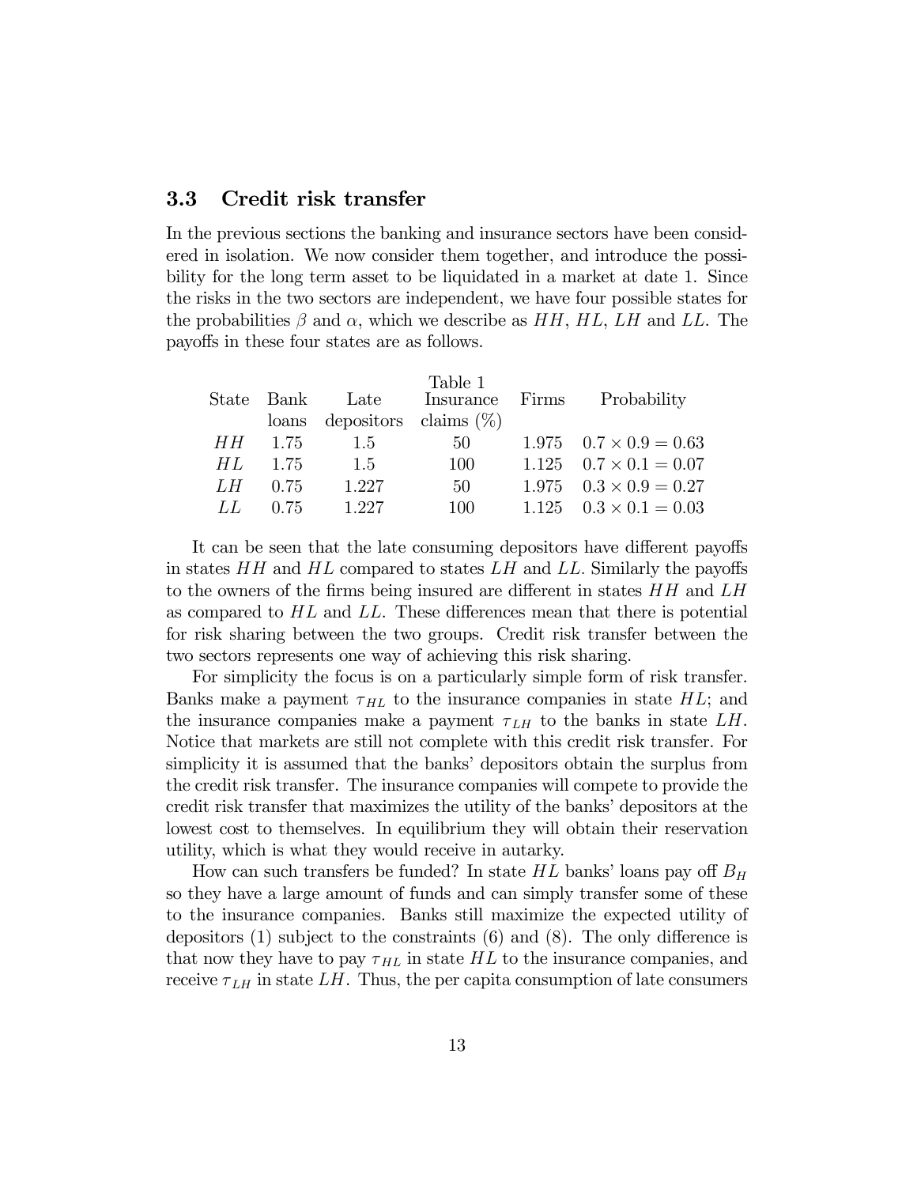### 3.3 Credit risk transfer

In the previous sections the banking and insurance sectors have been considered in isolation. We now consider them together, and introduce the possibility for the long term asset to be liquidated in a market at date 1. Since the risks in the two sectors are independent, we have four possible states for the probabilities $\beta$ and $\alpha$, which we describe as $HH$, $HL$, $LH$ and $LL$. The payoffs in these four states are as follows.

Table 1

| State | Bank loans | Late depositors | Insurance claims (%) | Firms | Probability |
|---|---|---|---|---|---|
| $HH$ | 1.75 | 1.5 | 50 | 1.975 | $0.7 \times 0.9 = 0.63$ |
| $HL$ | 1.75 | 1.5 | 100 | 1.125 | $0.7 \times 0.1 = 0.07$ |
| $LH$ | 0.75 | 1.227 | 50 | 1.975 | $0.3 \times 0.9 = 0.27$ |
| $LL$ | 0.75 | 1.227 | 100 | 1.125 | $0.3 \times 0.1 = 0.03$ |

It can be seen that the late consuming depositors have different payoffs in states $HH$ and $HL$ compared to states $LH$ and $LL$. Similarly the payoffs to the owners of the firms being insured are different in states $HH$ and $LH$ as compared to $HL$ and $LL$. These differences mean that there is potential for risk sharing between the two groups. Credit risk transfer between the two sectors represents one way of achieving this risk sharing.

For simplicity the focus is on a particularly simple form of risk transfer. Banks make a payment $\tau_{HL}$ to the insurance companies in state $HL$; and the insurance companies make a payment $\tau_{LH}$ to the banks in state $LH$. Notice that markets are still not complete with this credit risk transfer. For simplicity it is assumed that the banks' depositors obtain the surplus from the credit risk transfer. The insurance companies will compete to provide the credit risk transfer that maximizes the utility of the banks' depositors at the lowest cost to themselves. In equilibrium they will obtain their reservation utility, which is what they would receive in autarky.

How can such transfers be funded? In state $HL$ banks' loans pay off $B_H$ so they have a large amount of funds and can simply transfer some of these to the insurance companies. Banks still maximize the expected utility of depositors (1) subject to the constraints (6) and (8). The only difference is that now they have to pay $\tau_{HL}$ in state $HL$ to the insurance companies, and receive $\tau_{LH}$ in state $LH$. Thus, the per capita consumption of late consumers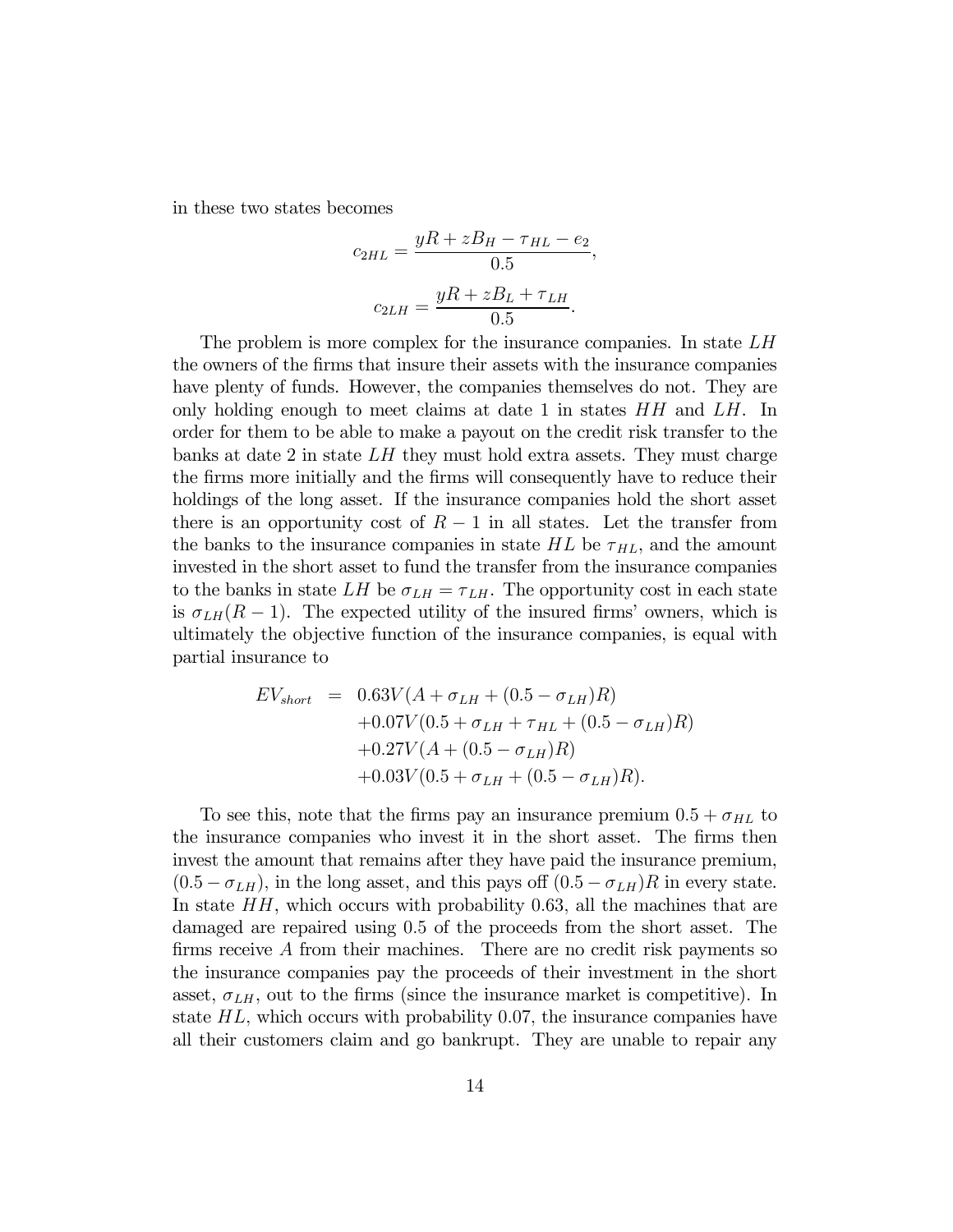in these two states becomes

$$c_{2HL} = \frac{yR + zB_H - \tau_{HL} - e_2}{0.5},$$

$$c_{2LH} = \frac{yR + zB_L + \tau_{LH}}{0.5}.$$

The problem is more complex for the insurance companies. In state $LH$ the owners of the firms that insure their assets with the insurance companies have plenty of funds. However, the companies themselves do not. They are only holding enough to meet claims at date 1 in states $HH$ and $LH$. In order for them to be able to make a payout on the credit risk transfer to the banks at date 2 in state $LH$ they must hold extra assets. They must charge the firms more initially and the firms will consequently have to reduce their holdings of the long asset. If the insurance companies hold the short asset there is an opportunity cost of $R - 1$ in all states. Let the transfer from the banks to the insurance companies in state $HL$ be $\tau_{HL}$, and the amount invested in the short asset to fund the transfer from the insurance companies to the banks in state $LH$ be $\sigma_{LH} = \tau_{LH}$. The opportunity cost in each state is $\sigma_{LH}(R - 1)$. The expected utility of the insured firms' owners, which is ultimately the objective function of the insurance companies, is equal with partial insurance to

$$\begin{aligned}
EV_{short} &= 0.63V(A + \sigma_{LH} + (0.5 - \sigma_{LH})R) \\
&\quad +0.07V(0.5 + \sigma_{LH} + \tau_{HL} + (0.5 - \sigma_{LH})R) \\
&\quad +0.27V(A + (0.5 - \sigma_{LH})R) \\
&\quad +0.03V(0.5 + \sigma_{LH} + (0.5 - \sigma_{LH})R).
\end{aligned}$$

To see this, note that the firms pay an insurance premium $0.5 + \sigma_{HL}$ to the insurance companies who invest it in the short asset. The firms then invest the amount that remains after they have paid the insurance premium, $(0.5 - \sigma_{LH})$, in the long asset, and this pays off $(0.5 - \sigma_{LH})R$ in every state. In state $HH$, which occurs with probability 0.63, all the machines that are damaged are repaired using 0.5 of the proceeds from the short asset. The firms receive $A$ from their machines. There are no credit risk payments so the insurance companies pay the proceeds of their investment in the short asset, $\sigma_{LH}$, out to the firms (since the insurance market is competitive). In state $HL$, which occurs with probability 0.07, the insurance companies have all their customers claim and go bankrupt. They are unable to repair any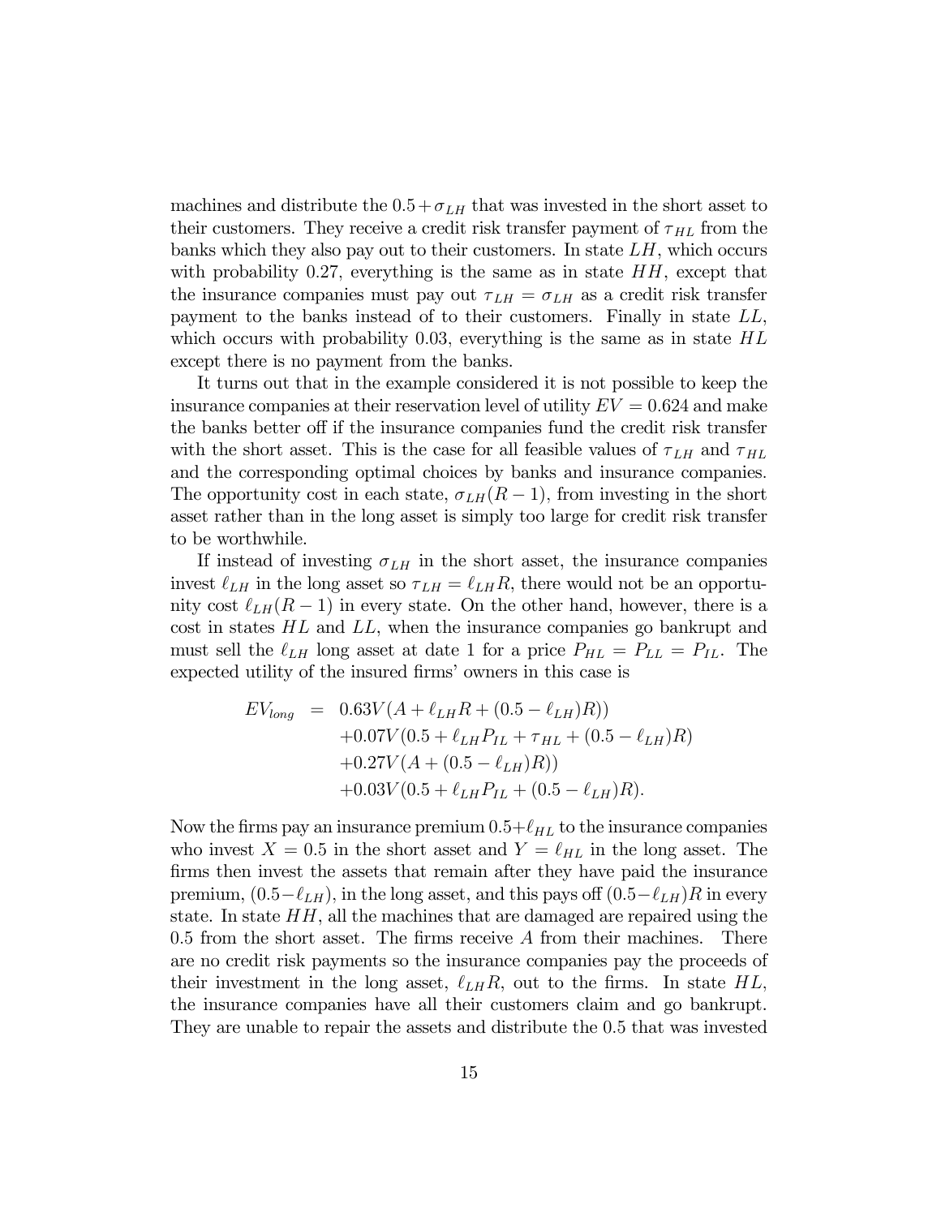machines and distribute the $0.5 + \sigma_{LH}$ that was invested in the short asset to their customers. They receive a credit risk transfer payment of $\tau_{HL}$ from the banks which they also pay out to their customers. In state $LH$, which occurs with probability 0.27, everything is the same as in state $HH$, except that the insurance companies must pay out $\tau_{LH} = \sigma_{LH}$ as a credit risk transfer payment to the banks instead of to their customers. Finally in state $LL$, which occurs with probability 0.03, everything is the same as in state $HL$ except there is no payment from the banks.

It turns out that in the example considered it is not possible to keep the insurance companies at their reservation level of utility $EV = 0.624$ and make the banks better off if the insurance companies fund the credit risk transfer with the short asset. This is the case for all feasible values of $\tau_{LH}$ and $\tau_{HL}$ and the corresponding optimal choices by banks and insurance companies. The opportunity cost in each state, $\sigma_{LH}(R-1)$, from investing in the short asset rather than in the long asset is simply too large for credit risk transfer to be worthwhile.

If instead of investing $\sigma_{LH}$ in the short asset, the insurance companies invest $\ell_{LH}$ in the long asset so $\tau_{LH} = \ell_{LH}R$, there would not be an opportunity cost $\ell_{LH}(R-1)$ in every state. On the other hand, however, there is a cost in states $HL$ and $LL$, when the insurance companies go bankrupt and must sell the $\ell_{LH}$ long asset at date 1 for a price $P_{HL} = P_{LL} = P_{IL}$. The expected utility of the insured firms' owners in this case is

$$
\begin{aligned}
EV_{long} \;=\;& 0.63V(A + \ell_{LH}R + (0.5 - \ell_{LH})R)) \\
&+0.07V(0.5 + \ell_{LH}P_{IL} + \tau_{HL} + (0.5 - \ell_{LH})R) \\
&+0.27V(A + (0.5 - \ell_{LH})R)) \\
&+0.03V(0.5 + \ell_{LH}P_{IL} + (0.5 - \ell_{LH})R).
\end{aligned}
$$

Now the firms pay an insurance premium $0.5+\ell_{HL}$ to the insurance companies who invest $X = 0.5$ in the short asset and $Y = \ell_{HL}$ in the long asset. The firms then invest the assets that remain after they have paid the insurance premium, $(0.5-\ell_{LH})$, in the long asset, and this pays off $(0.5-\ell_{LH})R$ in every state. In state $HH$, all the machines that are damaged are repaired using the 0.5 from the short asset. The firms receive $A$ from their machines. There are no credit risk payments so the insurance companies pay the proceeds of their investment in the long asset, $\ell_{LH}R$, out to the firms. In state $HL$, the insurance companies have all their customers claim and go bankrupt. They are unable to repair the assets and distribute the 0.5 that was invested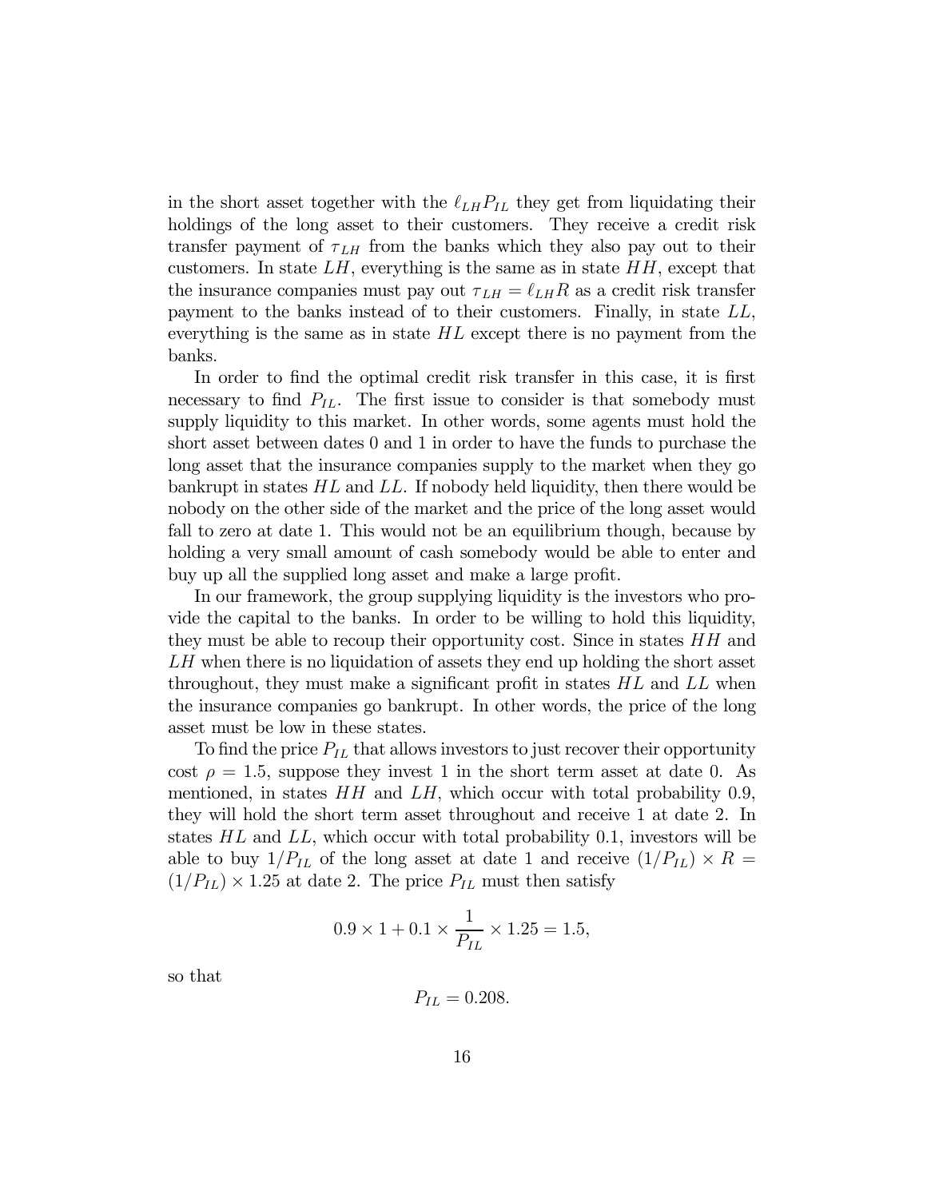in the short asset together with the $\ell_{LH} P_{IL}$ they get from liquidating their holdings of the long asset to their customers. They receive a credit risk transfer payment of $\tau_{LH}$ from the banks which they also pay out to their customers. In state $LH$, everything is the same as in state $HH$, except that the insurance companies must pay out $\tau_{LH} = \ell_{LH} R$ as a credit risk transfer payment to the banks instead of to their customers. Finally, in state $LL$, everything is the same as in state $HL$ except there is no payment from the banks.

In order to find the optimal credit risk transfer in this case, it is first necessary to find $P_{IL}$. The first issue to consider is that somebody must supply liquidity to this market. In other words, some agents must hold the short asset between dates 0 and 1 in order to have the funds to purchase the long asset that the insurance companies supply to the market when they go bankrupt in states $HL$ and $LL$. If nobody held liquidity, then there would be nobody on the other side of the market and the price of the long asset would fall to zero at date 1. This would not be an equilibrium though, because by holding a very small amount of cash somebody would be able to enter and buy up all the supplied long asset and make a large profit.

In our framework, the group supplying liquidity is the investors who provide the capital to the banks. In order to be willing to hold this liquidity, they must be able to recoup their opportunity cost. Since in states $HH$ and $LH$ when there is no liquidation of assets they end up holding the short asset throughout, they must make a significant profit in states $HL$ and $LL$ when the insurance companies go bankrupt. In other words, the price of the long asset must be low in these states.

To find the price $P_{IL}$ that allows investors to just recover their opportunity cost $\rho = 1.5$, suppose they invest 1 in the short term asset at date 0. As mentioned, in states $HH$ and $LH$, which occur with total probability 0.9, they will hold the short term asset throughout and receive 1 at date 2. In states $HL$ and $LL$, which occur with total probability 0.1, investors will be able to buy $1/P_{IL}$ of the long asset at date 1 and receive $(1/P_{IL}) \times R = (1/P_{IL}) \times 1.25$ at date 2. The price $P_{IL}$ must then satisfy

$$0.9 \times 1 + 0.1 \times \frac{1}{P_{IL}} \times 1.25 = 1.5,$$

so that

$$P_{IL} = 0.208.$$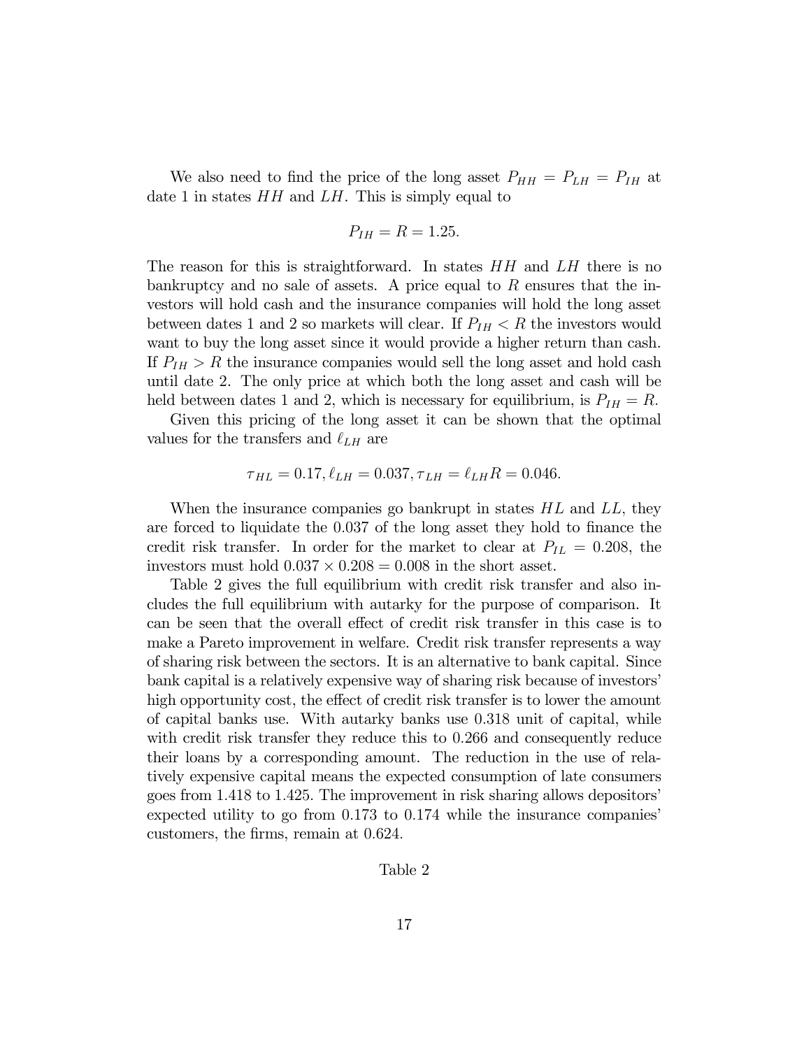We also need to find the price of the long asset $P_{HH} = P_{LH} = P_{IH}$ at date 1 in states $HH$ and $LH$. This is simply equal to

$$P_{IH} = R = 1.25.$$

The reason for this is straightforward. In states $HH$ and $LH$ there is no bankruptcy and no sale of assets. A price equal to $R$ ensures that the investors will hold cash and the insurance companies will hold the long asset between dates 1 and 2 so markets will clear. If $P_{IH} < R$ the investors would want to buy the long asset since it would provide a higher return than cash. If $P_{IH} > R$ the insurance companies would sell the long asset and hold cash until date 2. The only price at which both the long asset and cash will be held between dates 1 and 2, which is necessary for equilibrium, is $P_{IH} = R$.

Given this pricing of the long asset it can be shown that the optimal values for the transfers and $\ell_{LH}$ are

$$\tau_{HL} = 0.17, \ell_{LH} = 0.037, \tau_{LH} = \ell_{LH} R = 0.046.$$

When the insurance companies go bankrupt in states $HL$ and $LL$, they are forced to liquidate the 0.037 of the long asset they hold to finance the credit risk transfer. In order for the market to clear at $P_{IL} = 0.208$, the investors must hold $0.037 \times 0.208 = 0.008$ in the short asset.

Table 2 gives the full equilibrium with credit risk transfer and also includes the full equilibrium with autarky for the purpose of comparison. It can be seen that the overall effect of credit risk transfer in this case is to make a Pareto improvement in welfare. Credit risk transfer represents a way of sharing risk between the sectors. It is an alternative to bank capital. Since bank capital is a relatively expensive way of sharing risk because of investors' high opportunity cost, the effect of credit risk transfer is to lower the amount of capital banks use. With autarky banks use 0.318 unit of capital, while with credit risk transfer they reduce this to 0.266 and consequently reduce their loans by a corresponding amount. The reduction in the use of relatively expensive capital means the expected consumption of late consumers goes from 1.418 to 1.425. The improvement in risk sharing allows depositors' expected utility to go from 0.173 to 0.174 while the insurance companies' customers, the firms, remain at 0.624.

Table 2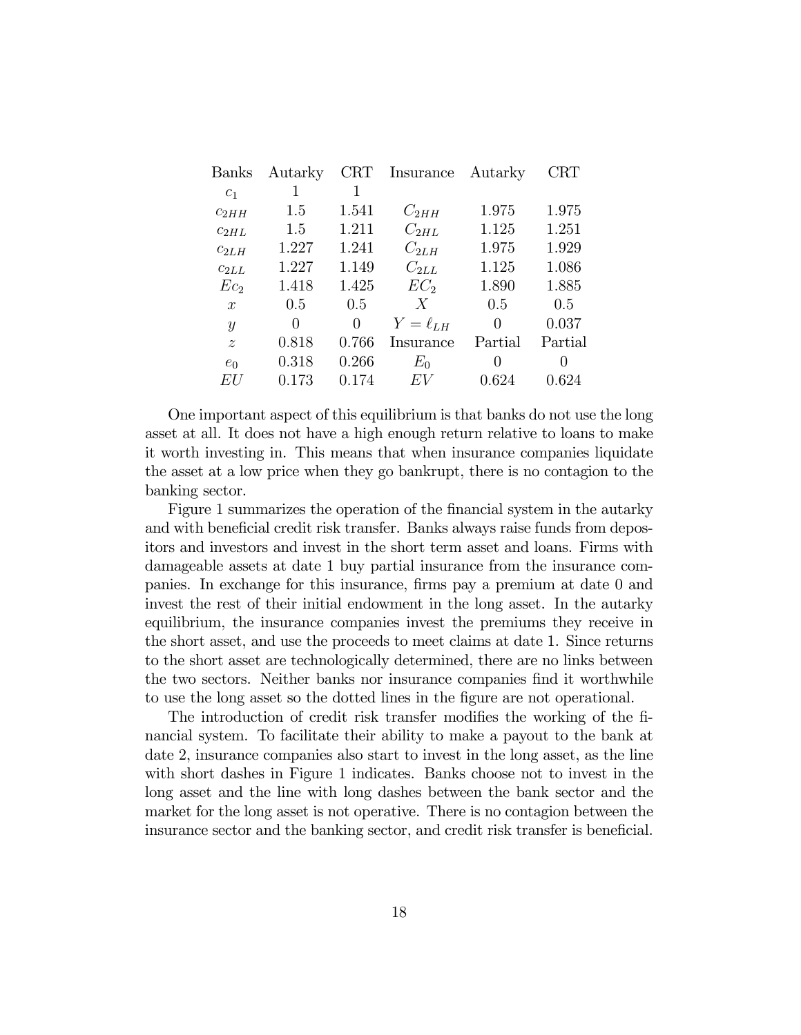| Banks | Autarky | CRT | Insurance | Autarky | CRT |
|---|---|---|---|---|---|
| $c_1$ | 1 | 1 | | | |
| $c_{2HH}$ | 1.5 | 1.541 | $C_{2HH}$ | 1.975 | 1.975 |
| $c_{2HL}$ | 1.5 | 1.211 | $C_{2HL}$ | 1.125 | 1.251 |
| $c_{2LH}$ | 1.227 | 1.241 | $C_{2LH}$ | 1.975 | 1.929 |
| $c_{2LL}$ | 1.227 | 1.149 | $C_{2LL}$ | 1.125 | 1.086 |
| $Ec_2$ | 1.418 | 1.425 | $EC_2$ | 1.890 | 1.885 |
| $x$ | 0.5 | 0.5 | $X$ | 0.5 | 0.5 |
| $y$ | 0 | 0 | $Y = \ell_{LH}$ | 0 | 0.037 |
| $z$ | 0.818 | 0.766 | Insurance | Partial | Partial |
| $e_0$ | 0.318 | 0.266 | $E_0$ | 0 | 0 |
| $EU$ | 0.173 | 0.174 | $EV$ | 0.624 | 0.624 |

One important aspect of this equilibrium is that banks do not use the long asset at all. It does not have a high enough return relative to loans to make it worth investing in. This means that when insurance companies liquidate the asset at a low price when they go bankrupt, there is no contagion to the banking sector.

Figure 1 summarizes the operation of the financial system in the autarky and with beneficial credit risk transfer. Banks always raise funds from depositors and investors and invest in the short term asset and loans. Firms with damageable assets at date 1 buy partial insurance from the insurance companies. In exchange for this insurance, firms pay a premium at date 0 and invest the rest of their initial endowment in the long asset. In the autarky equilibrium, the insurance companies invest the premiums they receive in the short asset, and use the proceeds to meet claims at date 1. Since returns to the short asset are technologically determined, there are no links between the two sectors. Neither banks nor insurance companies find it worthwhile to use the long asset so the dotted lines in the figure are not operational.

The introduction of credit risk transfer modifies the working of the financial system. To facilitate their ability to make a payout to the bank at date 2, insurance companies also start to invest in the long asset, as the line with short dashes in Figure 1 indicates. Banks choose not to invest in the long asset and the line with long dashes between the bank sector and the market for the long asset is not operative. There is no contagion between the insurance sector and the banking sector, and credit risk transfer is beneficial.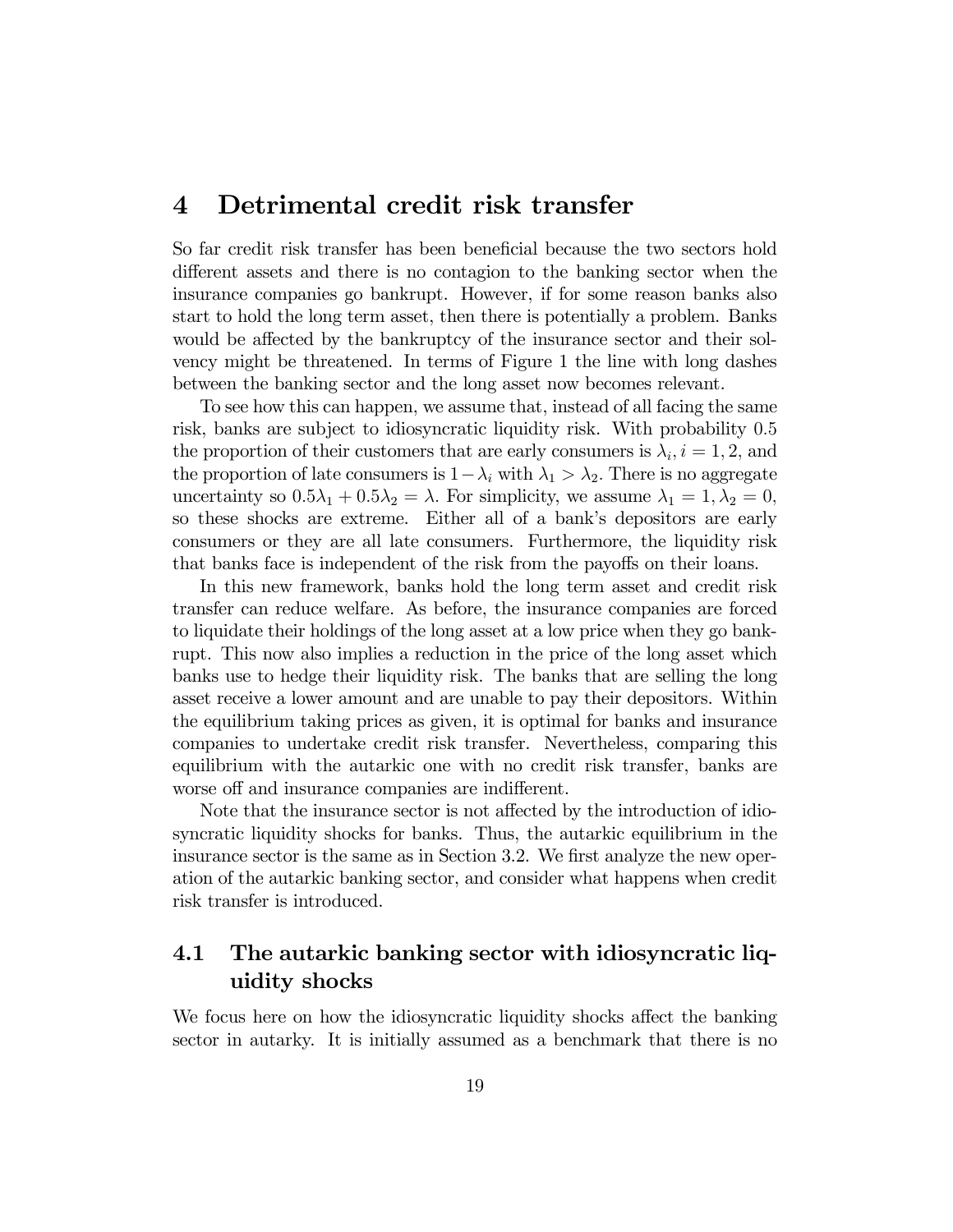# 4 Detrimental credit risk transfer

So far credit risk transfer has been beneficial because the two sectors hold different assets and there is no contagion to the banking sector when the insurance companies go bankrupt. However, if for some reason banks also start to hold the long term asset, then there is potentially a problem. Banks would be affected by the bankruptcy of the insurance sector and their solvency might be threatened. In terms of Figure 1 the line with long dashes between the banking sector and the long asset now becomes relevant.

To see how this can happen, we assume that, instead of all facing the same risk, banks are subject to idiosyncratic liquidity risk. With probability 0.5 the proportion of their customers that are early consumers is $\lambda_i, i = 1, 2$, and the proportion of late consumers is $1 - \lambda_i$ with $\lambda_1 > \lambda_2$. There is no aggregate uncertainty so $0.5\lambda_1 + 0.5\lambda_2 = \lambda$. For simplicity, we assume $\lambda_1 = 1, \lambda_2 = 0$, so these shocks are extreme. Either all of a bank's depositors are early consumers or they are all late consumers. Furthermore, the liquidity risk that banks face is independent of the risk from the payoffs on their loans.

In this new framework, banks hold the long term asset and credit risk transfer can reduce welfare. As before, the insurance companies are forced to liquidate their holdings of the long asset at a low price when they go bankrupt. This now also implies a reduction in the price of the long asset which banks use to hedge their liquidity risk. The banks that are selling the long asset receive a lower amount and are unable to pay their depositors. Within the equilibrium taking prices as given, it is optimal for banks and insurance companies to undertake credit risk transfer. Nevertheless, comparing this equilibrium with the autarkic one with no credit risk transfer, banks are worse off and insurance companies are indifferent.

Note that the insurance sector is not affected by the introduction of idiosyncratic liquidity shocks for banks. Thus, the autarkic equilibrium in the insurance sector is the same as in Section 3.2. We first analyze the new operation of the autarkic banking sector, and consider what happens when credit risk transfer is introduced.

## 4.1 The autarkic banking sector with idiosyncratic liquidity shocks

We focus here on how the idiosyncratic liquidity shocks affect the banking sector in autarky. It is initially assumed as a benchmark that there is no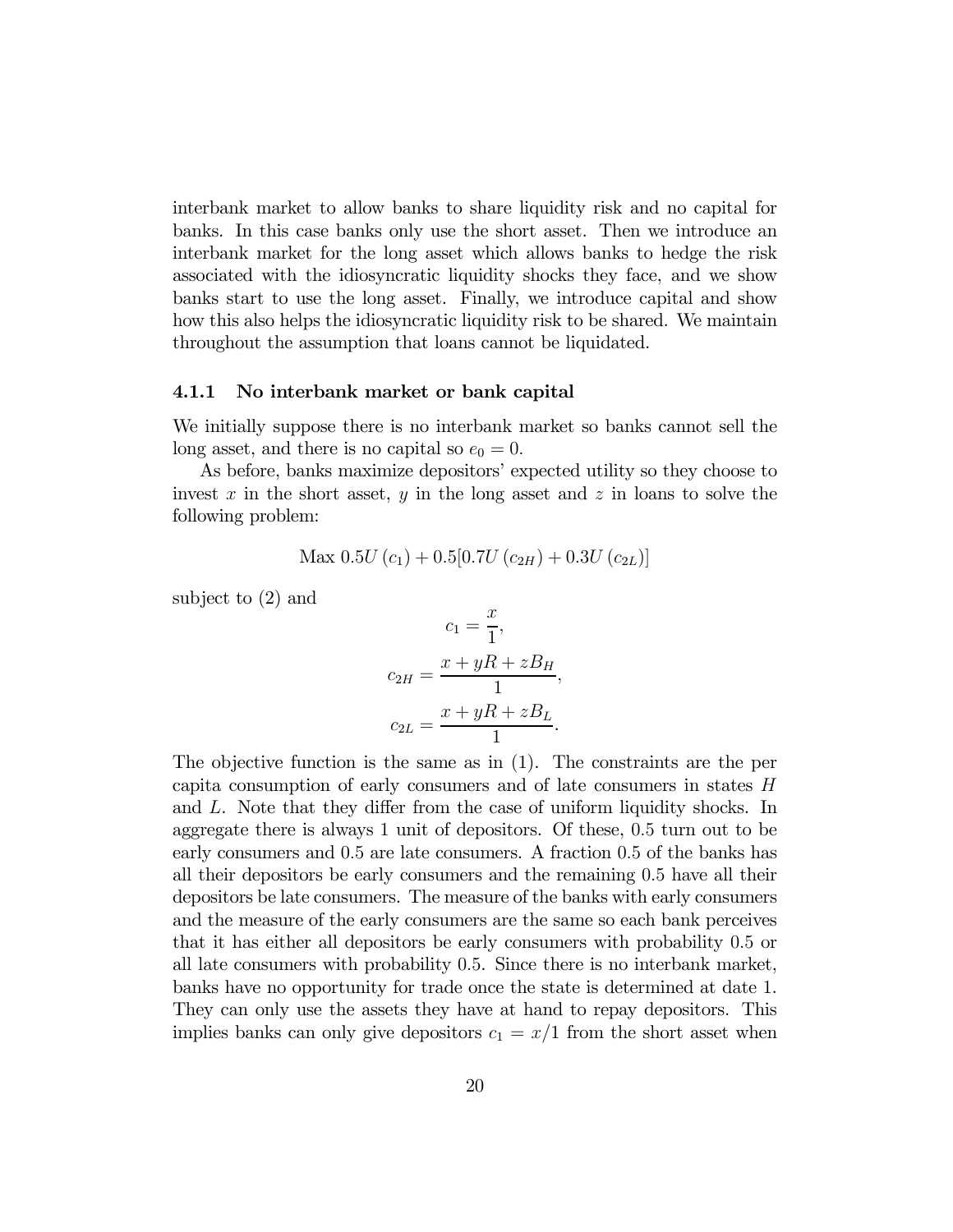interbank market to allow banks to share liquidity risk and no capital for banks. In this case banks only use the short asset. Then we introduce an interbank market for the long asset which allows banks to hedge the risk associated with the idiosyncratic liquidity shocks they face, and we show banks start to use the long asset. Finally, we introduce capital and show how this also helps the idiosyncratic liquidity risk to be shared. We maintain throughout the assumption that loans cannot be liquidated.

### 4.1.1 No interbank market or bank capital

We initially suppose there is no interbank market so banks cannot sell the long asset, and there is no capital so $e_0 = 0$.

As before, banks maximize depositors' expected utility so they choose to invest $x$ in the short asset, $y$ in the long asset and $z$ in loans to solve the following problem:

$$\text{Max } 0.5U(c_1) + 0.5[0.7U(c_{2H}) + 0.3U(c_{2L})]$$

subject to (2) and

$$c_1 = \frac{x}{1},$$

$$c_{2H} = \frac{x + yR + zB_H}{1},$$

$$c_{2L} = \frac{x + yR + zB_L}{1}.$$

The objective function is the same as in (1). The constraints are the per capita consumption of early consumers and of late consumers in states $H$ and $L$. Note that they differ from the case of uniform liquidity shocks. In aggregate there is always 1 unit of depositors. Of these, 0.5 turn out to be early consumers and 0.5 are late consumers. A fraction 0.5 of the banks has all their depositors be early consumers and the remaining 0.5 have all their depositors be late consumers. The measure of the banks with early consumers and the measure of the early consumers are the same so each bank perceives that it has either all depositors be early consumers with probability 0.5 or all late consumers with probability 0.5. Since there is no interbank market, banks have no opportunity for trade once the state is determined at date 1. They can only use the assets they have at hand to repay depositors. This implies banks can only give depositors $c_1 = x/1$ from the short asset when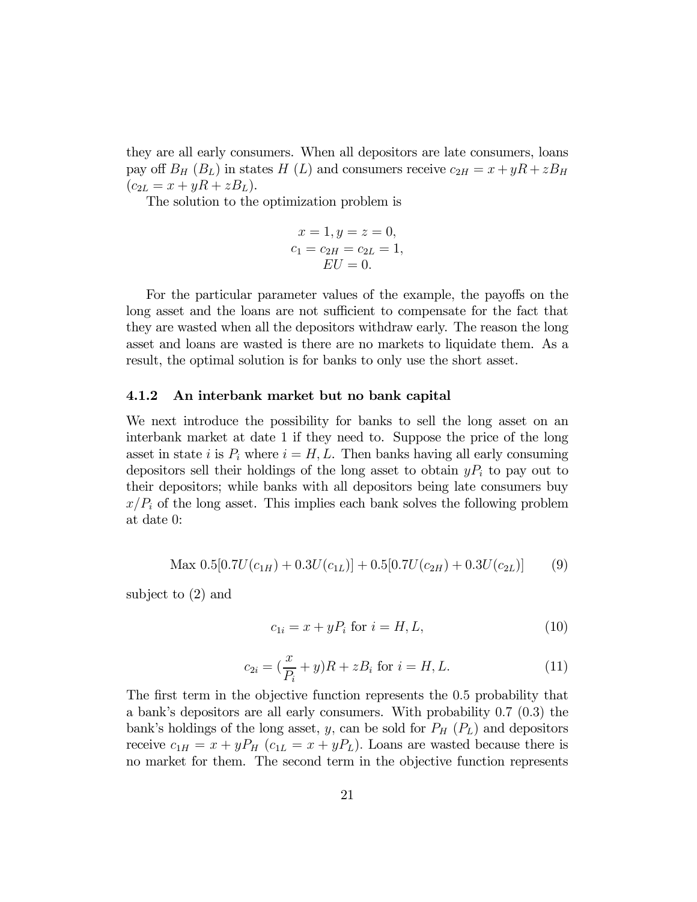they are all early consumers. When all depositors are late consumers, loans pay off $B_H$ ($B_L$) in states $H$ ($L$) and consumers receive $c_{2H} = x + yR + zB_H$ ($c_{2L} = x + yR + zB_L$).

The solution to the optimization problem is

$$x = 1, y = z = 0,$$
$$c_1 = c_{2H} = c_{2L} = 1,$$
$$EU = 0.$$

For the particular parameter values of the example, the payoffs on the long asset and the loans are not sufficient to compensate for the fact that they are wasted when all the depositors withdraw early. The reason the long asset and loans are wasted is there are no markets to liquidate them. As a result, the optimal solution is for banks to only use the short asset.

### 4.1.2 An interbank market but no bank capital

We next introduce the possibility for banks to sell the long asset on an interbank market at date 1 if they need to. Suppose the price of the long asset in state $i$ is $P_i$ where $i = H, L$. Then banks having all early consuming depositors sell their holdings of the long asset to obtain $yP_i$ to pay out to their depositors; while banks with all depositors being late consumers buy $x/P_i$ of the long asset. This implies each bank solves the following problem at date 0:

$$\text{Max } 0.5[0.7U(c_{1H}) + 0.3U(c_{1L})] + 0.5[0.7U(c_{2H}) + 0.3U(c_{2L})] \tag{9}$$

subject to (2) and

$$c_{1i} = x + yP_i \text{ for } i = H, L, \tag{10}$$

$$c_{2i} = (\frac{x}{P_i} + y)R + zB_i \text{ for } i = H, L. \tag{11}$$

The first term in the objective function represents the 0.5 probability that a bank's depositors are all early consumers. With probability 0.7 (0.3) the bank's holdings of the long asset, $y$, can be sold for $P_H$ ($P_L$) and depositors receive $c_{1H} = x + yP_H$ ($c_{1L} = x + yP_L$). Loans are wasted because there is no market for them. The second term in the objective function represents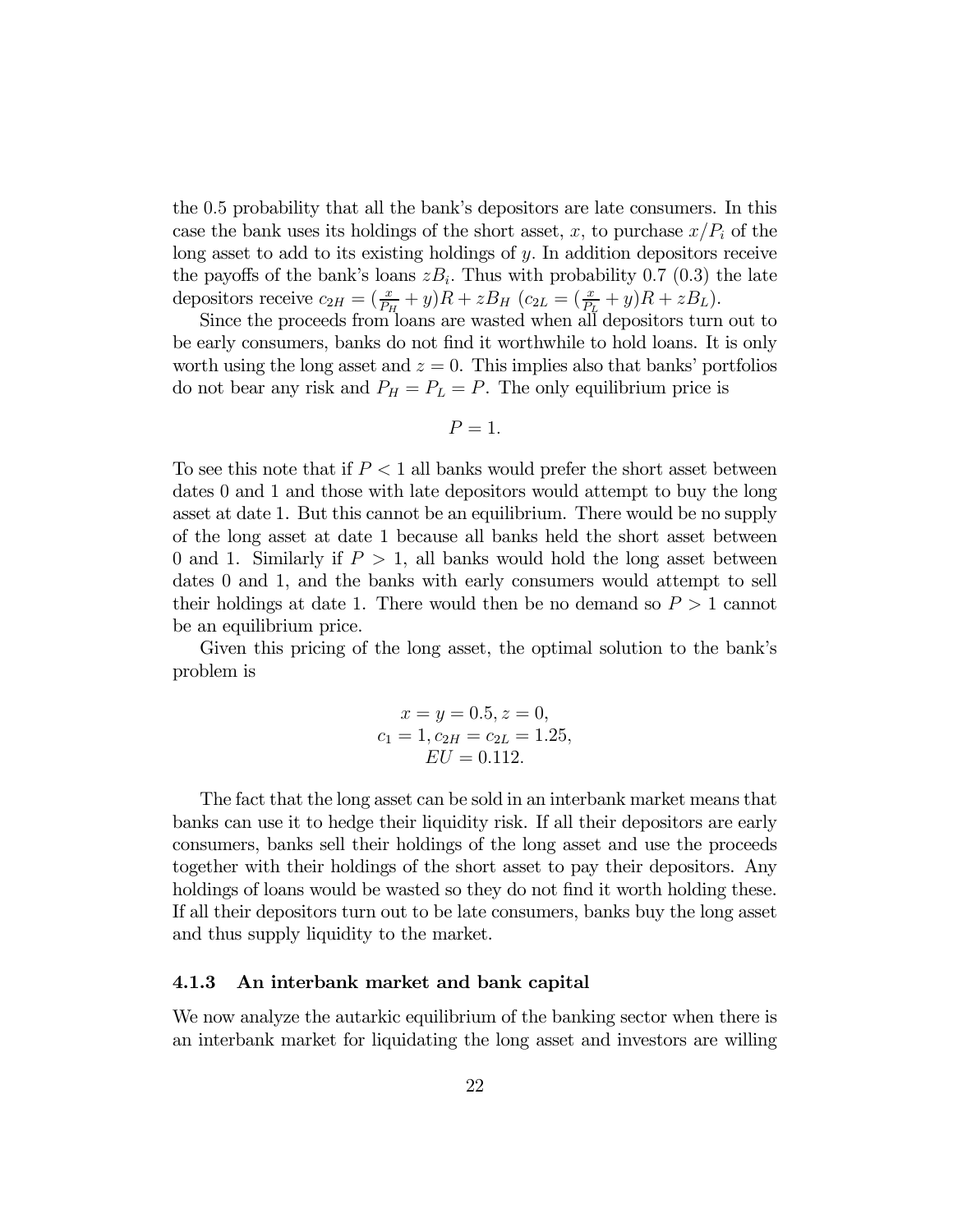the 0.5 probability that all the bank's depositors are late consumers. In this case the bank uses its holdings of the short asset, $x$, to purchase $x/P_i$ of the long asset to add to its existing holdings of $y$. In addition depositors receive the payoffs of the bank's loans $zB_i$. Thus with probability 0.7 (0.3) the late depositors receive $c_{2H} = (\frac{x}{P_H} + y)R + zB_H$ ($c_{2L} = (\frac{x}{P_L} + y)R + zB_L$).

Since the proceeds from loans are wasted when all depositors turn out to be early consumers, banks do not find it worthwhile to hold loans. It is only worth using the long asset and $z = 0$. This implies also that banks' portfolios do not bear any risk and $P_H = P_L = P$. The only equilibrium price is

$$P = 1.$$

To see this note that if $P < 1$ all banks would prefer the short asset between dates 0 and 1 and those with late depositors would attempt to buy the long asset at date 1. But this cannot be an equilibrium. There would be no supply of the long asset at date 1 because all banks held the short asset between 0 and 1. Similarly if $P > 1$, all banks would hold the long asset between dates 0 and 1, and the banks with early consumers would attempt to sell their holdings at date 1. There would then be no demand so $P > 1$ cannot be an equilibrium price.

Given this pricing of the long asset, the optimal solution to the bank's problem is

$$x = y = 0.5, z = 0,$$
$$c_1 = 1, c_{2H} = c_{2L} = 1.25,$$
$$EU = 0.112.$$

The fact that the long asset can be sold in an interbank market means that banks can use it to hedge their liquidity risk. If all their depositors are early consumers, banks sell their holdings of the long asset and use the proceeds together with their holdings of the short asset to pay their depositors. Any holdings of loans would be wasted so they do not find it worth holding these. If all their depositors turn out to be late consumers, banks buy the long asset and thus supply liquidity to the market.

### 4.1.3 An interbank market and bank capital

We now analyze the autarkic equilibrium of the banking sector when there is an interbank market for liquidating the long asset and investors are willing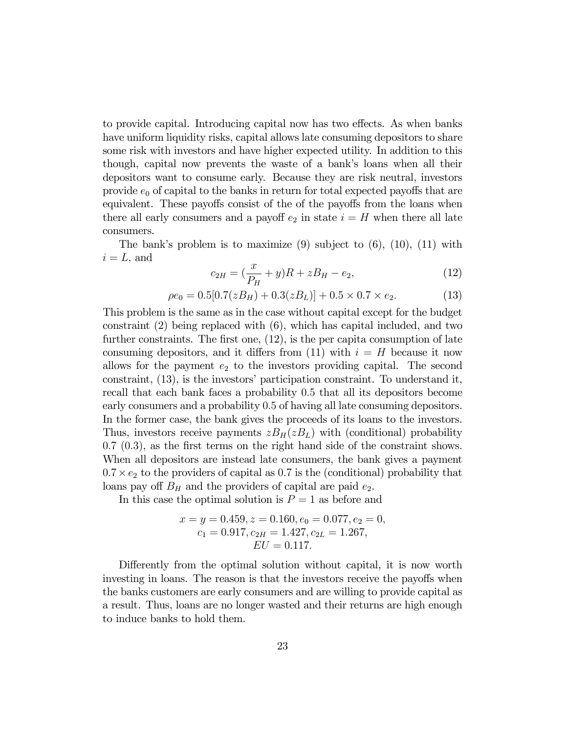to provide capital. Introducing capital now has two effects. As when banks have uniform liquidity risks, capital allows late consuming depositors to share some risk with investors and have higher expected utility. In addition to this though, capital now prevents the waste of a bank's loans when all their depositors want to consume early. Because they are risk neutral, investors provide $e_0$ of capital to the banks in return for total expected payoffs that are equivalent. These payoffs consist of the of the payoffs from the loans when there all early consumers and a payoff $e_2$ in state $i = H$ when there all late consumers.

The bank's problem is to maximize (9) subject to (6), (10), (11) with $i = L$, and

$$c_{2H} = (\frac{x}{P_H} + y)R + zB_H - e_2, \tag{12}$$

$$\rho e_0 = 0.5[0.7(zB_H) + 0.3(zB_L)] + 0.5 \times 0.7 \times e_2. \tag{13}$$

This problem is the same as in the case without capital except for the budget constraint (2) being replaced with (6), which has capital included, and two further constraints. The first one, (12), is the per capita consumption of late consuming depositors, and it differs from (11) with $i = H$ because it now allows for the payment $e_2$ to the investors providing capital. The second constraint, (13), is the investors' participation constraint. To understand it, recall that each bank faces a probability 0.5 that all its depositors become early consumers and a probability 0.5 of having all late consuming depositors. In the former case, the bank gives the proceeds of its loans to the investors. Thus, investors receive payments $zB_H(zB_L)$ with (conditional) probability 0.7 (0.3), as the first terms on the right hand side of the constraint shows. When all depositors are instead late consumers, the bank gives a payment $0.7 \times e_2$ to the providers of capital as 0.7 is the (conditional) probability that loans pay off $B_H$ and the providers of capital are paid $e_2$.

In this case the optimal solution is $P = 1$ as before and

$$x = y = 0.459, z = 0.160, e_0 = 0.077, e_2 = 0,$$
$$c_1 = 0.917, c_{2H} = 1.427, c_{2L} = 1.267,$$
$$EU = 0.117.$$

Differently from the optimal solution without capital, it is now worth investing in loans. The reason is that the investors receive the payoffs when the banks customers are early consumers and are willing to provide capital as a result. Thus, loans are no longer wasted and their returns are high enough to induce banks to hold them.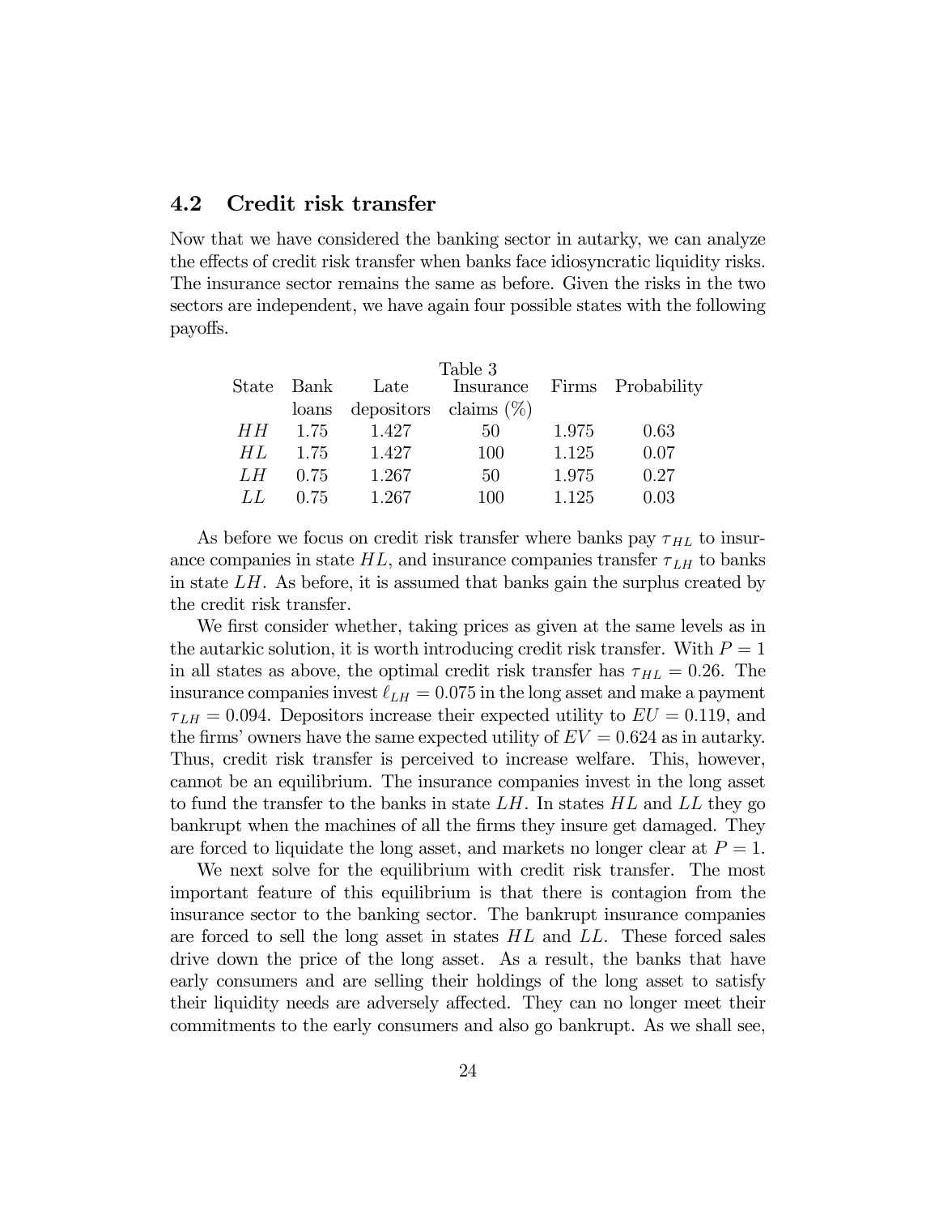## 4.2 Credit risk transfer

Now that we have considered the banking sector in autarky, we can analyze the effects of credit risk transfer when banks face idiosyncratic liquidity risks. The insurance sector remains the same as before. Given the risks in the two sectors are independent, we have again four possible states with the following payoffs.

Table 3

| State | Bank loans | Late depositors | Insurance claims (%) | Firms | Probability |
|---|---|---|---|---|---|
| $HH$ | 1.75 | 1.427 | 50 | 1.975 | 0.63 |
| $HL$ | 1.75 | 1.427 | 100 | 1.125 | 0.07 |
| $LH$ | 0.75 | 1.267 | 50 | 1.975 | 0.27 |
| $LL$ | 0.75 | 1.267 | 100 | 1.125 | 0.03 |

As before we focus on credit risk transfer where banks pay $\tau_{HL}$ to insurance companies in state $HL$, and insurance companies transfer $\tau_{LH}$ to banks in state $LH$. As before, it is assumed that banks gain the surplus created by the credit risk transfer.

We first consider whether, taking prices as given at the same levels as in the autarkic solution, it is worth introducing credit risk transfer. With $P = 1$ in all states as above, the optimal credit risk transfer has $\tau_{HL} = 0.26$. The insurance companies invest $\ell_{LH} = 0.075$ in the long asset and make a payment $\tau_{LH} = 0.094$. Depositors increase their expected utility to $EU = 0.119$, and the firms' owners have the same expected utility of $EV = 0.624$ as in autarky. Thus, credit risk transfer is perceived to increase welfare. This, however, cannot be an equilibrium. The insurance companies invest in the long asset to fund the transfer to the banks in state $LH$. In states $HL$ and $LL$ they go bankrupt when the machines of all the firms they insure get damaged. They are forced to liquidate the long asset, and markets no longer clear at $P = 1$.

We next solve for the equilibrium with credit risk transfer. The most important feature of this equilibrium is that there is contagion from the insurance sector to the banking sector. The bankrupt insurance companies are forced to sell the long asset in states $HL$ and $LL$. These forced sales drive down the price of the long asset. As a result, the banks that have early consumers and are selling their holdings of the long asset to satisfy their liquidity needs are adversely affected. They can no longer meet their commitments to the early consumers and also go bankrupt. As we shall see,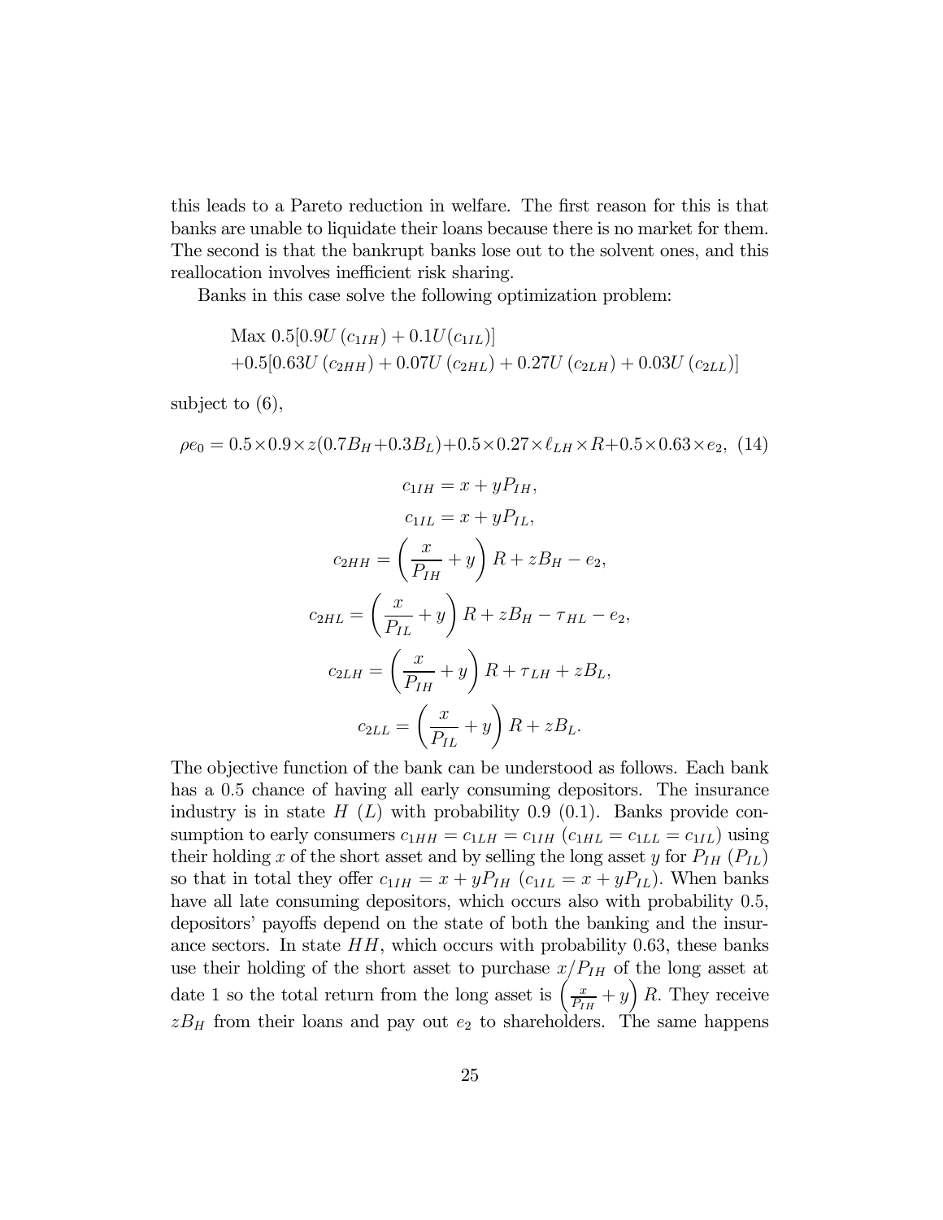this leads to a Pareto reduction in welfare. The first reason for this is that banks are unable to liquidate their loans because there is no market for them. The second is that the bankrupt banks lose out to the solvent ones, and this reallocation involves inefficient risk sharing.

Banks in this case solve the following optimization problem:

$$
\begin{aligned}
&\text{Max } 0.5[0.9U(c_{1IH}) + 0.1U(c_{1IL})] \\
&+0.5[0.63U(c_{2HH}) + 0.07U(c_{2HL}) + 0.27U(c_{2LH}) + 0.03U(c_{2LL})]
\end{aligned}
$$

subject to (6),

$$
\rho e_0 = 0.5 \times 0.9 \times z(0.7B_H + 0.3B_L) + 0.5 \times 0.27 \times \ell_{LH} \times R + 0.5 \times 0.63 \times e_2, \quad (14)
$$

$$
c_{1IH} = x + yP_{IH},
$$

$$
c_{1IL} = x + yP_{IL},
$$

$$
c_{2HH} = \left(\frac{x}{P_{IH}} + y\right)R + zB_H - e_2,
$$

$$
c_{2HL} = \left(\frac{x}{P_{IL}} + y\right)R + zB_H - \tau_{HL} - e_2,
$$

$$
c_{2LH} = \left(\frac{x}{P_{IH}} + y\right)R + \tau_{LH} + zB_L,
$$

$$
c_{2LL} = \left(\frac{x}{P_{IL}} + y\right)R + zB_L.
$$

The objective function of the bank can be understood as follows. Each bank has a 0.5 chance of having all early consuming depositors. The insurance industry is in state $H$ ($L$) with probability 0.9 (0.1). Banks provide consumption to early consumers $c_{1HH} = c_{1LH} = c_{1IH}$ ($c_{1HL} = c_{1LL} = c_{1IL}$) using their holding $x$ of the short asset and by selling the long asset $y$ for $P_{IH}$ ($P_{IL}$) so that in total they offer $c_{1IH} = x + yP_{IH}$ ($c_{1IL} = x + yP_{IL}$). When banks have all late consuming depositors, which occurs also with probability 0.5, depositors' payoffs depend on the state of both the banking and the insurance sectors. In state $HH$, which occurs with probability 0.63, these banks use their holding of the short asset to purchase $x/P_{IH}$ of the long asset at date 1 so the total return from the long asset is $\left(\frac{x}{P_{IH}} + y\right)R$. They receive $zB_H$ from their loans and pay out $e_2$ to shareholders. The same happens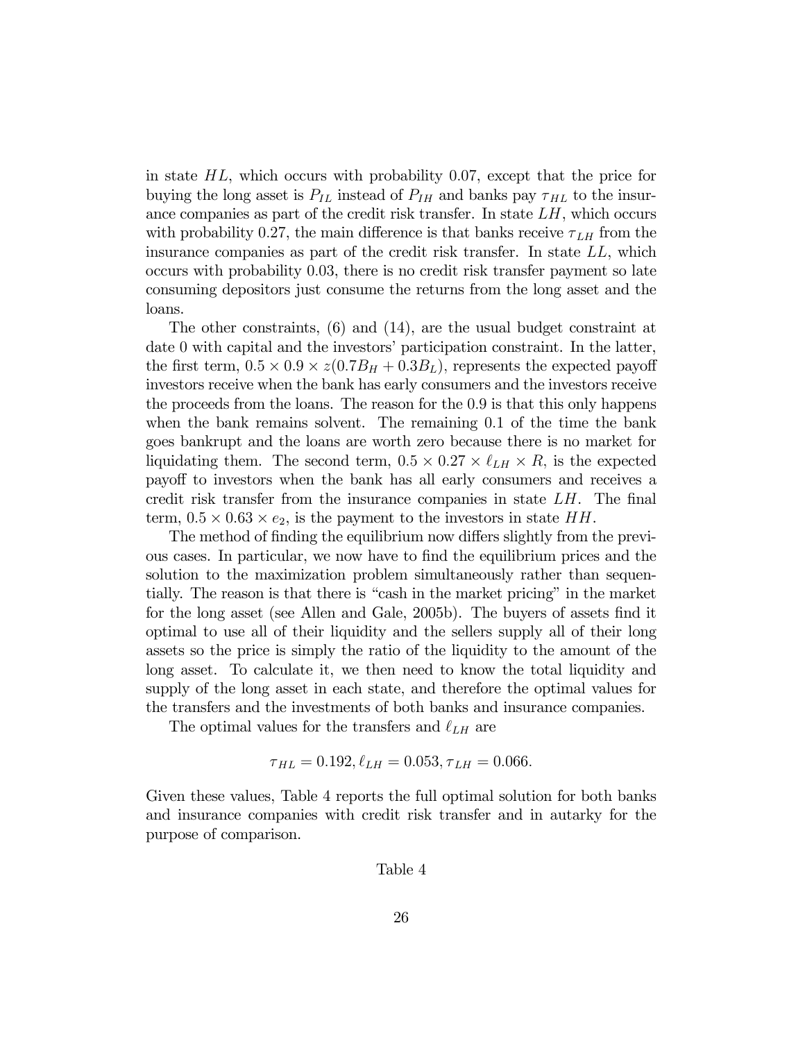in state $HL$, which occurs with probability 0.07, except that the price for buying the long asset is $P_{IL}$ instead of $P_{IH}$ and banks pay $\tau_{HL}$ to the insurance companies as part of the credit risk transfer. In state $LH$, which occurs with probability 0.27, the main difference is that banks receive $\tau_{LH}$ from the insurance companies as part of the credit risk transfer. In state $LL$, which occurs with probability 0.03, there is no credit risk transfer payment so late consuming depositors just consume the returns from the long asset and the loans.

The other constraints, (6) and (14), are the usual budget constraint at date 0 with capital and the investors' participation constraint. In the latter, the first term, $0.5 \times 0.9 \times z(0.7B_H + 0.3B_L)$, represents the expected payoff investors receive when the bank has early consumers and the investors receive the proceeds from the loans. The reason for the 0.9 is that this only happens when the bank remains solvent. The remaining 0.1 of the time the bank goes bankrupt and the loans are worth zero because there is no market for liquidating them. The second term, $0.5 \times 0.27 \times \ell_{LH} \times R$, is the expected payoff to investors when the bank has all early consumers and receives a credit risk transfer from the insurance companies in state $LH$. The final term, $0.5 \times 0.63 \times e_2$, is the payment to the investors in state $HH$.

The method of finding the equilibrium now differs slightly from the previous cases. In particular, we now have to find the equilibrium prices and the solution to the maximization problem simultaneously rather than sequentially. The reason is that there is "cash in the market pricing" in the market for the long asset (see Allen and Gale, 2005b). The buyers of assets find it optimal to use all of their liquidity and the sellers supply all of their long assets so the price is simply the ratio of the liquidity to the amount of the long asset. To calculate it, we then need to know the total liquidity and supply of the long asset in each state, and therefore the optimal values for the transfers and the investments of both banks and insurance companies.

The optimal values for the transfers and $\ell_{LH}$ are

$$\tau_{HL} = 0.192, \ell_{LH} = 0.053, \tau_{LH} = 0.066.$$

Given these values, Table 4 reports the full optimal solution for both banks and insurance companies with credit risk transfer and in autarky for the purpose of comparison.

Table 4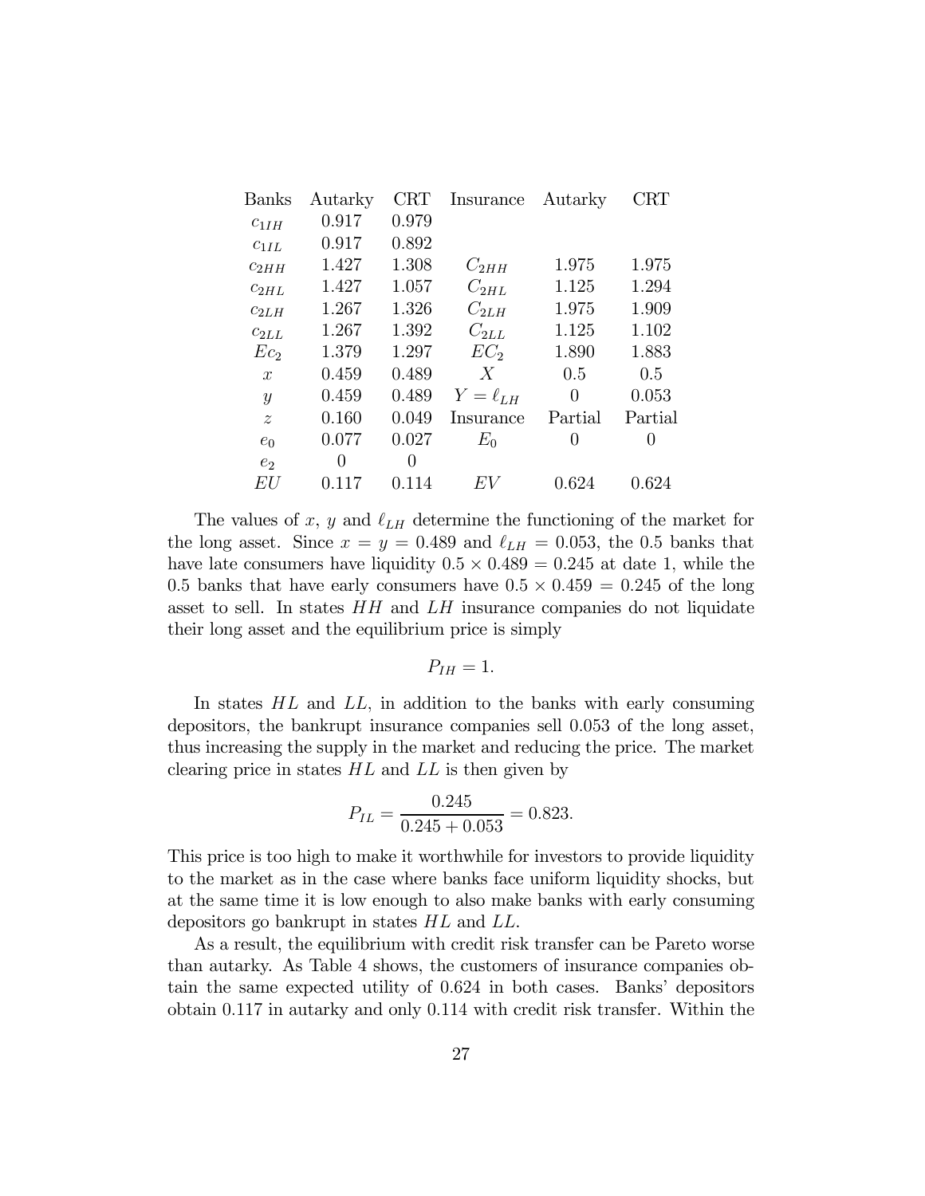| Banks | Autarky | CRT | Insurance | Autarky | CRT |
|---|---|---|---|---|---|
| $c_{1IH}$ | 0.917 | 0.979 | | | |
| $c_{1IL}$ | 0.917 | 0.892 | | | |
| $c_{2HH}$ | 1.427 | 1.308 | $C_{2HH}$ | 1.975 | 1.975 |
| $c_{2HL}$ | 1.427 | 1.057 | $C_{2HL}$ | 1.125 | 1.294 |
| $c_{2LH}$ | 1.267 | 1.326 | $C_{2LH}$ | 1.975 | 1.909 |
| $c_{2LL}$ | 1.267 | 1.392 | $C_{2LL}$ | 1.125 | 1.102 |
| $Ec_2$ | 1.379 | 1.297 | $EC_2$ | 1.890 | 1.883 |
| $x$ | 0.459 | 0.489 | $X$ | 0.5 | 0.5 |
| $y$ | 0.459 | 0.489 | $Y = \ell_{LH}$ | 0 | 0.053 |
| $z$ | 0.160 | 0.049 | Insurance | Partial | Partial |
| $e_0$ | 0.077 | 0.027 | $E_0$ | 0 | 0 |
| $e_2$ | 0 | 0 | | | |
| $EU$ | 0.117 | 0.114 | $EV$ | 0.624 | 0.624 |

The values of $x$, $y$ and $\ell_{LH}$ determine the functioning of the market for the long asset. Since $x = y = 0.489$ and $\ell_{LH} = 0.053$, the 0.5 banks that have late consumers have liquidity $0.5 \times 0.489 = 0.245$ at date 1, while the 0.5 banks that have early consumers have $0.5 \times 0.459 = 0.245$ of the long asset to sell. In states $HH$ and $LH$ insurance companies do not liquidate their long asset and the equilibrium price is simply

$$P_{IH} = 1.$$

In states $HL$ and $LL$, in addition to the banks with early consuming depositors, the bankrupt insurance companies sell 0.053 of the long asset, thus increasing the supply in the market and reducing the price. The market clearing price in states $HL$ and $LL$ is then given by

$$P_{IL} = \frac{0.245}{0.245 + 0.053} = 0.823.$$

This price is too high to make it worthwhile for investors to provide liquidity to the market as in the case where banks face uniform liquidity shocks, but at the same time it is low enough to also make banks with early consuming depositors go bankrupt in states $HL$ and $LL$.

As a result, the equilibrium with credit risk transfer can be Pareto worse than autarky. As Table 4 shows, the customers of insurance companies obtain the same expected utility of 0.624 in both cases. Banks' depositors obtain 0.117 in autarky and only 0.114 with credit risk transfer. Within the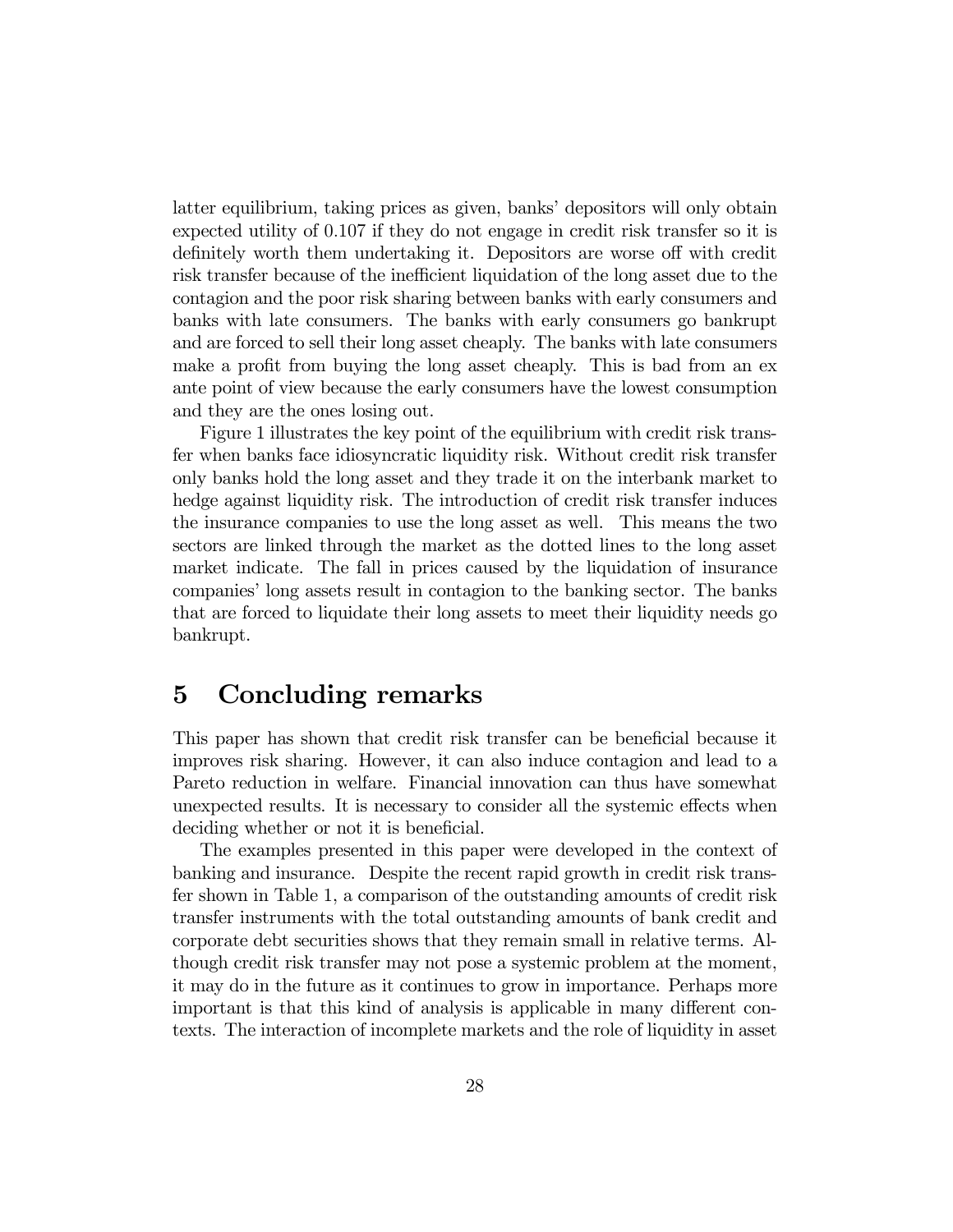latter equilibrium, taking prices as given, banks' depositors will only obtain expected utility of 0.107 if they do not engage in credit risk transfer so it is definitely worth them undertaking it. Depositors are worse off with credit risk transfer because of the inefficient liquidation of the long asset due to the contagion and the poor risk sharing between banks with early consumers and banks with late consumers. The banks with early consumers go bankrupt and are forced to sell their long asset cheaply. The banks with late consumers make a profit from buying the long asset cheaply. This is bad from an ex ante point of view because the early consumers have the lowest consumption and they are the ones losing out.

Figure 1 illustrates the key point of the equilibrium with credit risk transfer when banks face idiosyncratic liquidity risk. Without credit risk transfer only banks hold the long asset and they trade it on the interbank market to hedge against liquidity risk. The introduction of credit risk transfer induces the insurance companies to use the long asset as well. This means the two sectors are linked through the market as the dotted lines to the long asset market indicate. The fall in prices caused by the liquidation of insurance companies' long assets result in contagion to the banking sector. The banks that are forced to liquidate their long assets to meet their liquidity needs go bankrupt.

# 5 Concluding remarks

This paper has shown that credit risk transfer can be beneficial because it improves risk sharing. However, it can also induce contagion and lead to a Pareto reduction in welfare. Financial innovation can thus have somewhat unexpected results. It is necessary to consider all the systemic effects when deciding whether or not it is beneficial.

The examples presented in this paper were developed in the context of banking and insurance. Despite the recent rapid growth in credit risk transfer shown in Table 1, a comparison of the outstanding amounts of credit risk transfer instruments with the total outstanding amounts of bank credit and corporate debt securities shows that they remain small in relative terms. Although credit risk transfer may not pose a systemic problem at the moment, it may do in the future as it continues to grow in importance. Perhaps more important is that this kind of analysis is applicable in many different contexts. The interaction of incomplete markets and the role of liquidity in asset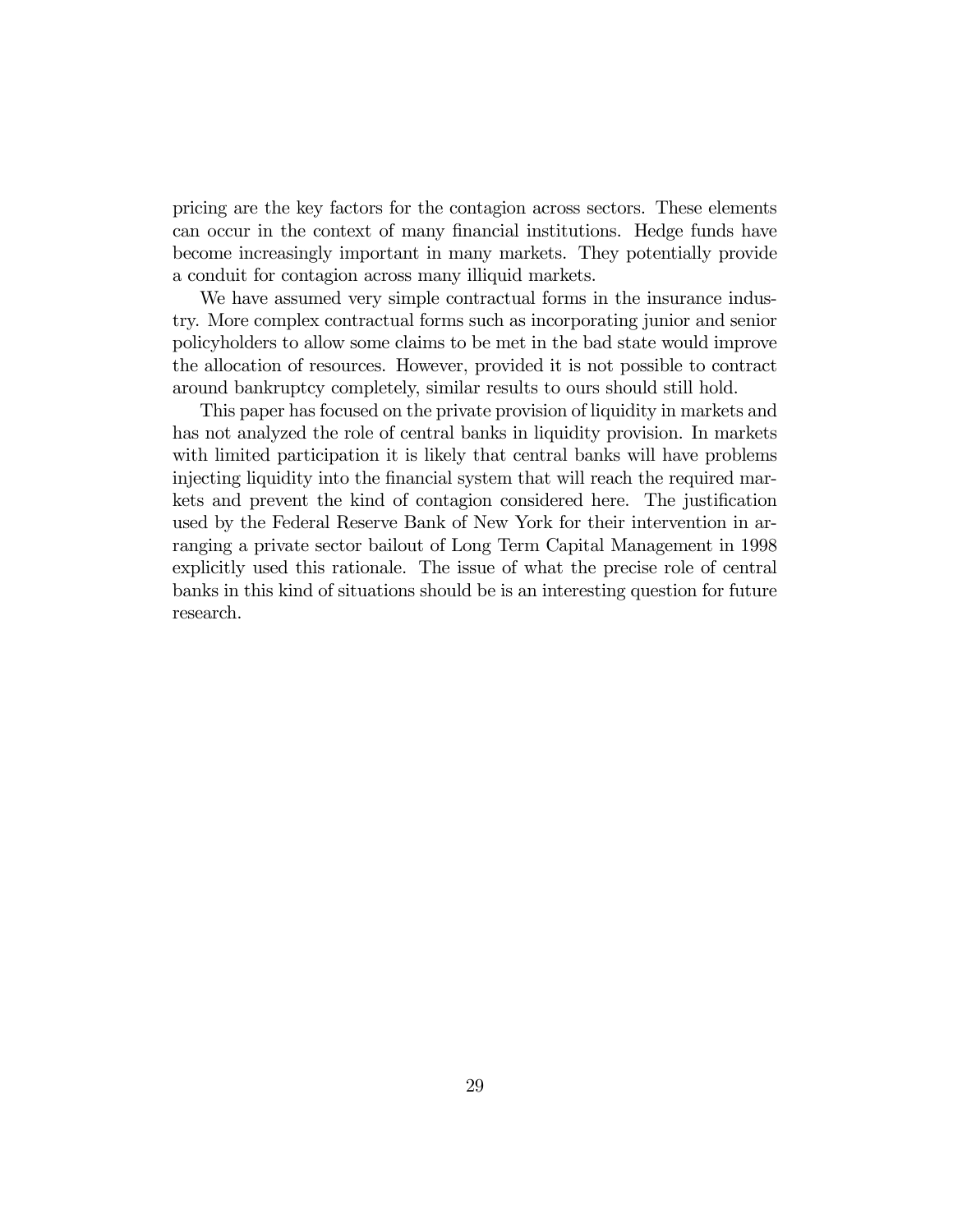pricing are the key factors for the contagion across sectors. These elements can occur in the context of many financial institutions. Hedge funds have become increasingly important in many markets. They potentially provide a conduit for contagion across many illiquid markets.

We have assumed very simple contractual forms in the insurance industry. More complex contractual forms such as incorporating junior and senior policyholders to allow some claims to be met in the bad state would improve the allocation of resources. However, provided it is not possible to contract around bankruptcy completely, similar results to ours should still hold.

This paper has focused on the private provision of liquidity in markets and has not analyzed the role of central banks in liquidity provision. In markets with limited participation it is likely that central banks will have problems injecting liquidity into the financial system that will reach the required markets and prevent the kind of contagion considered here. The justification used by the Federal Reserve Bank of New York for their intervention in arranging a private sector bailout of Long Term Capital Management in 1998 explicitly used this rationale. The issue of what the precise role of central banks in this kind of situations should be is an interesting question for future research.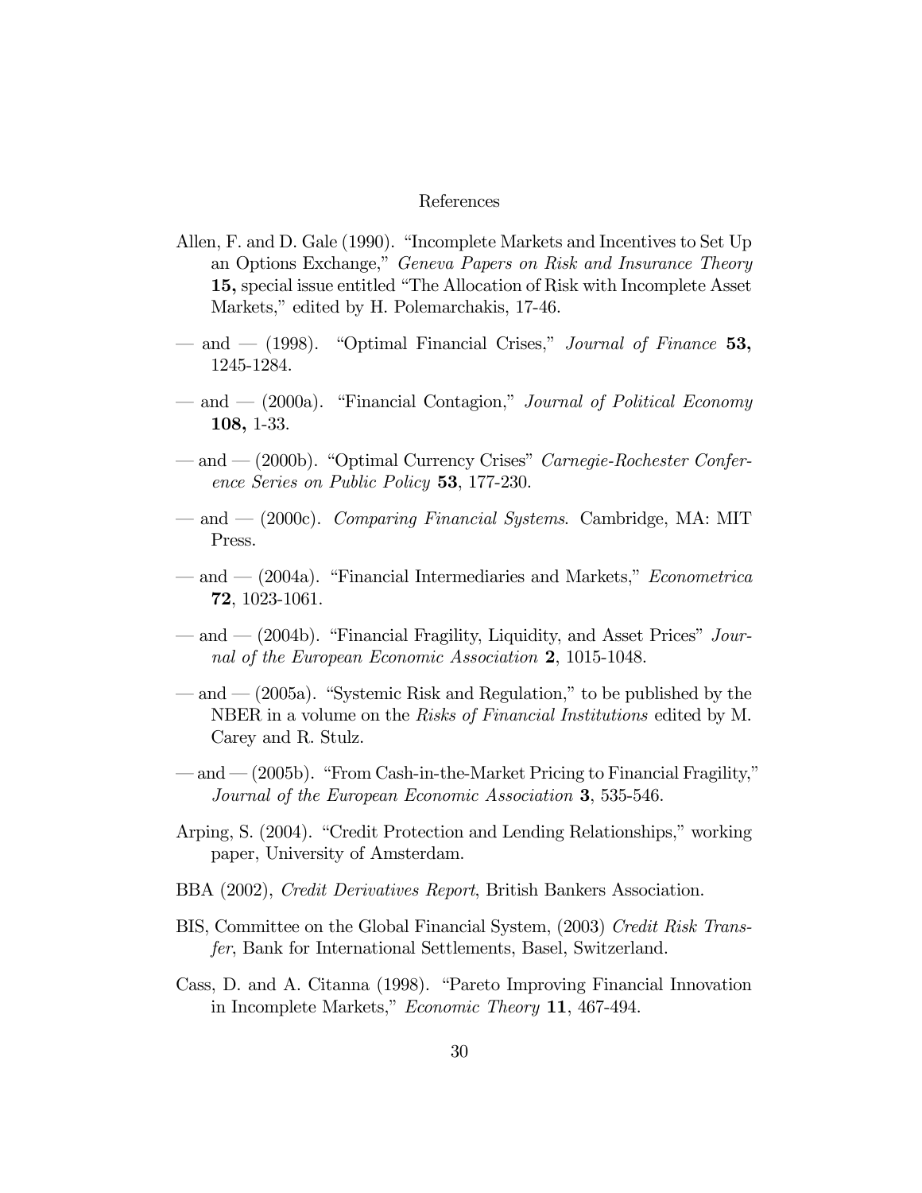# References

Allen, F. and D. Gale (1990). "Incomplete Markets and Incentives to Set Up an Options Exchange," *Geneva Papers on Risk and Insurance Theory* **15,** special issue entitled "The Allocation of Risk with Incomplete Asset Markets," edited by H. Polemarchakis, 17-46.

— and — (1998). "Optimal Financial Crises," *Journal of Finance* **53,** 1245-1284.

— and — (2000a). "Financial Contagion," *Journal of Political Economy* **108,** 1-33.

— and — (2000b). "Optimal Currency Crises" *Carnegie-Rochester Conference Series on Public Policy* **53**, 177-230.

— and — (2000c). *Comparing Financial Systems*. Cambridge, MA: MIT Press.

— and — (2004a). "Financial Intermediaries and Markets," *Econometrica* **72**, 1023-1061.

— and — (2004b). "Financial Fragility, Liquidity, and Asset Prices" *Journal of the European Economic Association* **2**, 1015-1048.

— and — (2005a). "Systemic Risk and Regulation," to be published by the NBER in a volume on the *Risks of Financial Institutions* edited by M. Carey and R. Stulz.

— and — (2005b). "From Cash-in-the-Market Pricing to Financial Fragility," *Journal of the European Economic Association* **3**, 535-546.

Arping, S. (2004). "Credit Protection and Lending Relationships," working paper, University of Amsterdam.

BBA (2002), *Credit Derivatives Report*, British Bankers Association.

BIS, Committee on the Global Financial System, (2003) *Credit Risk Transfer*, Bank for International Settlements, Basel, Switzerland.

Cass, D. and A. Citanna (1998). "Pareto Improving Financial Innovation in Incomplete Markets," *Economic Theory* **11**, 467-494.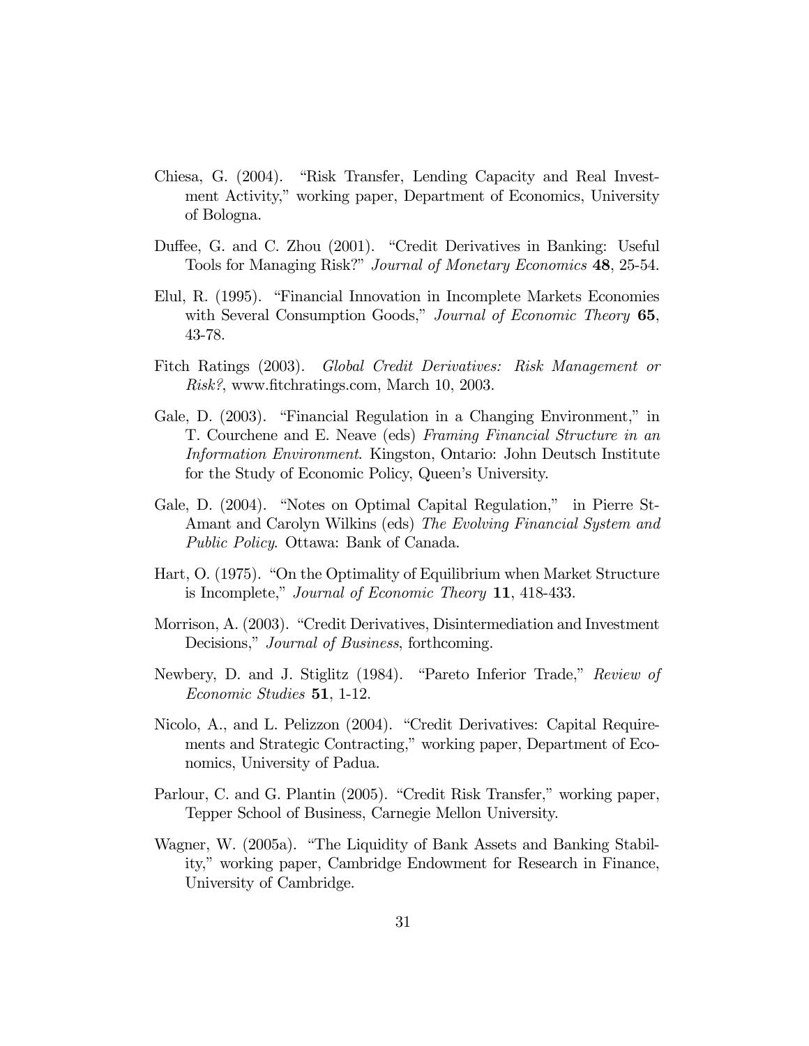Chiesa, G. (2004). "Risk Transfer, Lending Capacity and Real Investment Activity," working paper, Department of Economics, University of Bologna.

Duffee, G. and C. Zhou (2001). "Credit Derivatives in Banking: Useful Tools for Managing Risk?" *Journal of Monetary Economics* **48**, 25-54.

Elul, R. (1995). "Financial Innovation in Incomplete Markets Economies with Several Consumption Goods," *Journal of Economic Theory* **65**, 43-78.

Fitch Ratings (2003). *Global Credit Derivatives: Risk Management or Risk?*, www.fitchratings.com, March 10, 2003.

Gale, D. (2003). "Financial Regulation in a Changing Environment," in T. Courchene and E. Neave (eds) *Framing Financial Structure in an Information Environment*. Kingston, Ontario: John Deutsch Institute for the Study of Economic Policy, Queen's University.

Gale, D. (2004). "Notes on Optimal Capital Regulation," in Pierre St-Amant and Carolyn Wilkins (eds) *The Evolving Financial System and Public Policy*. Ottawa: Bank of Canada.

Hart, O. (1975). "On the Optimality of Equilibrium when Market Structure is Incomplete," *Journal of Economic Theory* **11**, 418-433.

Morrison, A. (2003). "Credit Derivatives, Disintermediation and Investment Decisions," *Journal of Business*, forthcoming.

Newbery, D. and J. Stiglitz (1984). "Pareto Inferior Trade," *Review of Economic Studies* **51**, 1-12.

Nicolo, A., and L. Pelizzon (2004). "Credit Derivatives: Capital Requirements and Strategic Contracting," working paper, Department of Economics, University of Padua.

Parlour, C. and G. Plantin (2005). "Credit Risk Transfer," working paper, Tepper School of Business, Carnegie Mellon University.

Wagner, W. (2005a). "The Liquidity of Bank Assets and Banking Stability," working paper, Cambridge Endowment for Research in Finance, University of Cambridge.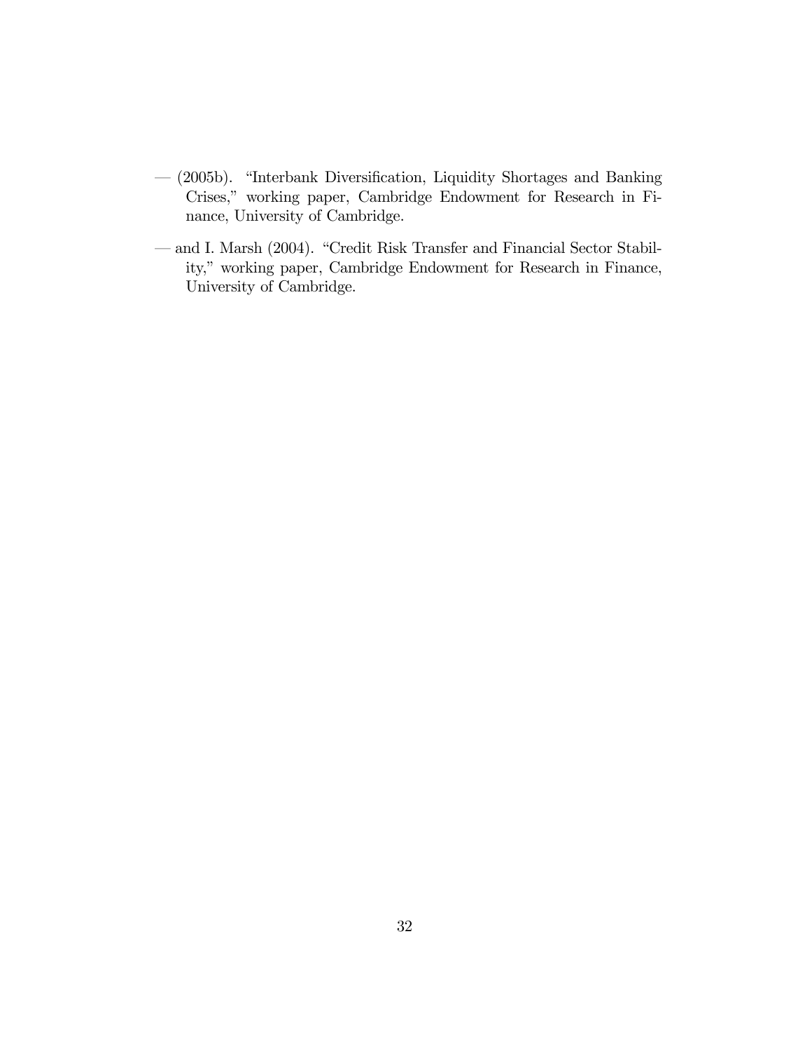— (2005b). "Interbank Diversification, Liquidity Shortages and Banking Crises," working paper, Cambridge Endowment for Research in Finance, University of Cambridge.

— and I. Marsh (2004). "Credit Risk Transfer and Financial Sector Stability," working paper, Cambridge Endowment for Research in Finance, University of Cambridge.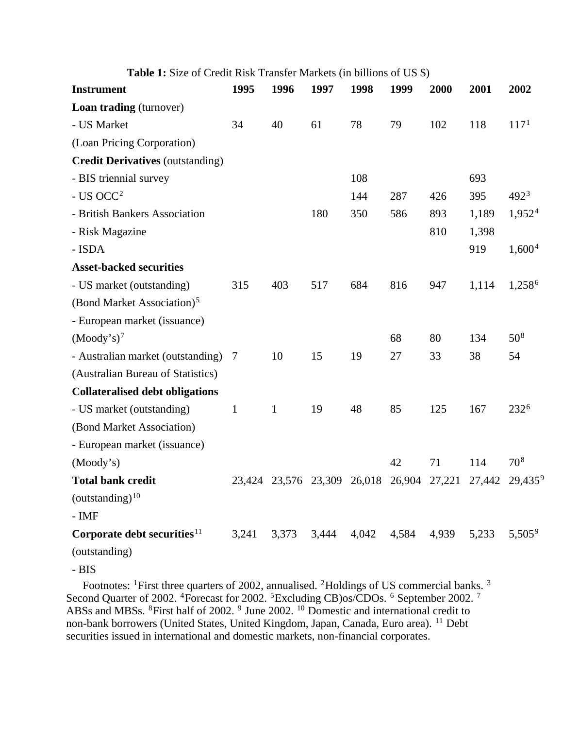**Table 1:** Size of Credit Risk Transfer Markets (in billions of US $)

| **Instrument** | **1995** | **1996** | **1997** | **1998** | **1999** | **2000** | **2001** | **2002** |
|---|---|---|---|---|---|---|---|---|
| **Loan trading** (turnover) | | | | | | | | |
| - US Market | 34 | 40 | 61 | 78 | 79 | 102 | 118 | 117[1] |
| (Loan Pricing Corporation) | | | | | | | | |
| **Credit Derivatives** (outstanding) | | | | | | | | |
| - BIS triennial survey | | | | 108 | | | 693 | |
| - US OCC[2] | | | | 144 | 287 | 426 | 395 | 492[3] |
| - British Bankers Association | | | 180 | 350 | 586 | 893 | 1,189 | 1,952[4] |
| - Risk Magazine | | | | | | 810 | 1,398 | |
| - ISDA | | | | | | | 919 | 1,600[4] |
| **Asset-backed securities** | | | | | | | | |
| - US market (outstanding) | 315 | 403 | 517 | 684 | 816 | 947 | 1,114 | 1,258[6] |
| (Bond Market Association)[5] | | | | | | | | |
| - European market (issuance) | | | | | | | | |
| (Moody's)[7] | | | | | 68 | 80 | 134 | 50[8] |
| - Australian market (outstanding) | 7 | 10 | 15 | 19 | 27 | 33 | 38 | 54 |
| (Australian Bureau of Statistics) | | | | | | | | |
| **Collateralised debt obligations** | | | | | | | | |
| - US market (outstanding) | 1 | 1 | 19 | 48 | 85 | 125 | 167 | 232[6] |
| (Bond Market Association) | | | | | | | | |
| - European market (issuance) | | | | | | | | |
| (Moody's) | | | | | 42 | 71 | 114 | 70[8] |
| **Total bank credit** | 23,424 | 23,576 | 23,309 | 26,018 | 26,904 | 27,221 | 27,442 | 29,435[9] |
| (outstanding)[10] | | | | | | | | |
| - IMF | | | | | | | | |
| **Corporate debt securities**[11] | 3,241 | 3,373 | 3,444 | 4,042 | 4,584 | 4,939 | 5,233 | 5,505[9] |
| (outstanding) | | | | | | | | |
| - BIS | | | | | | | | |

Footnotes: [1]First three quarters of 2002, annualised. [2]Holdings of US commercial banks. [3] Second Quarter of 2002. [4]Forecast for 2002. [5]Excluding CB)os/CDOs. [6] September 2002. [7] ABSs and MBSs. [8]First half of 2002. [9] June 2002. [10] Domestic and international credit to non-bank borrowers (United States, United Kingdom, Japan, Canada, Euro area). [11] Debt securities issued in international and domestic markets, non-financial corporates.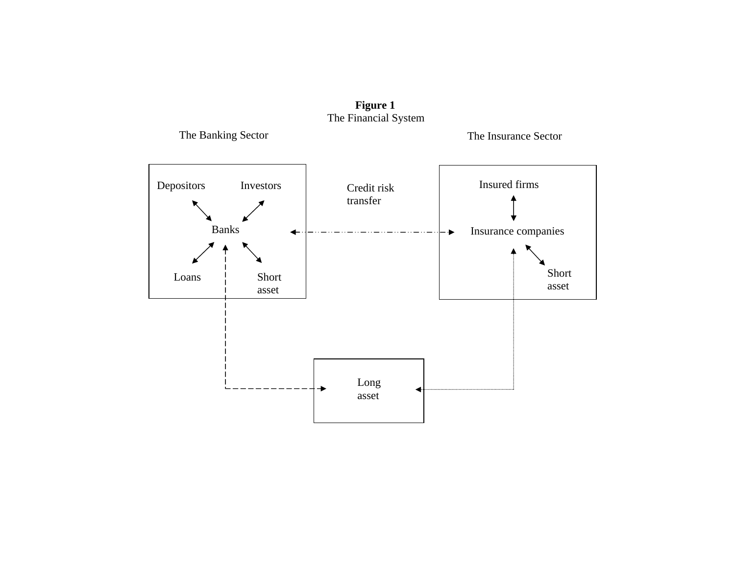**Figure 1**
The Financial System

The Banking Sector

The Insurance Sector

Depositors

Investors

Banks

Loans

Short asset

Credit risk transfer

Insured firms

Insurance companies

Short asset

Long asset